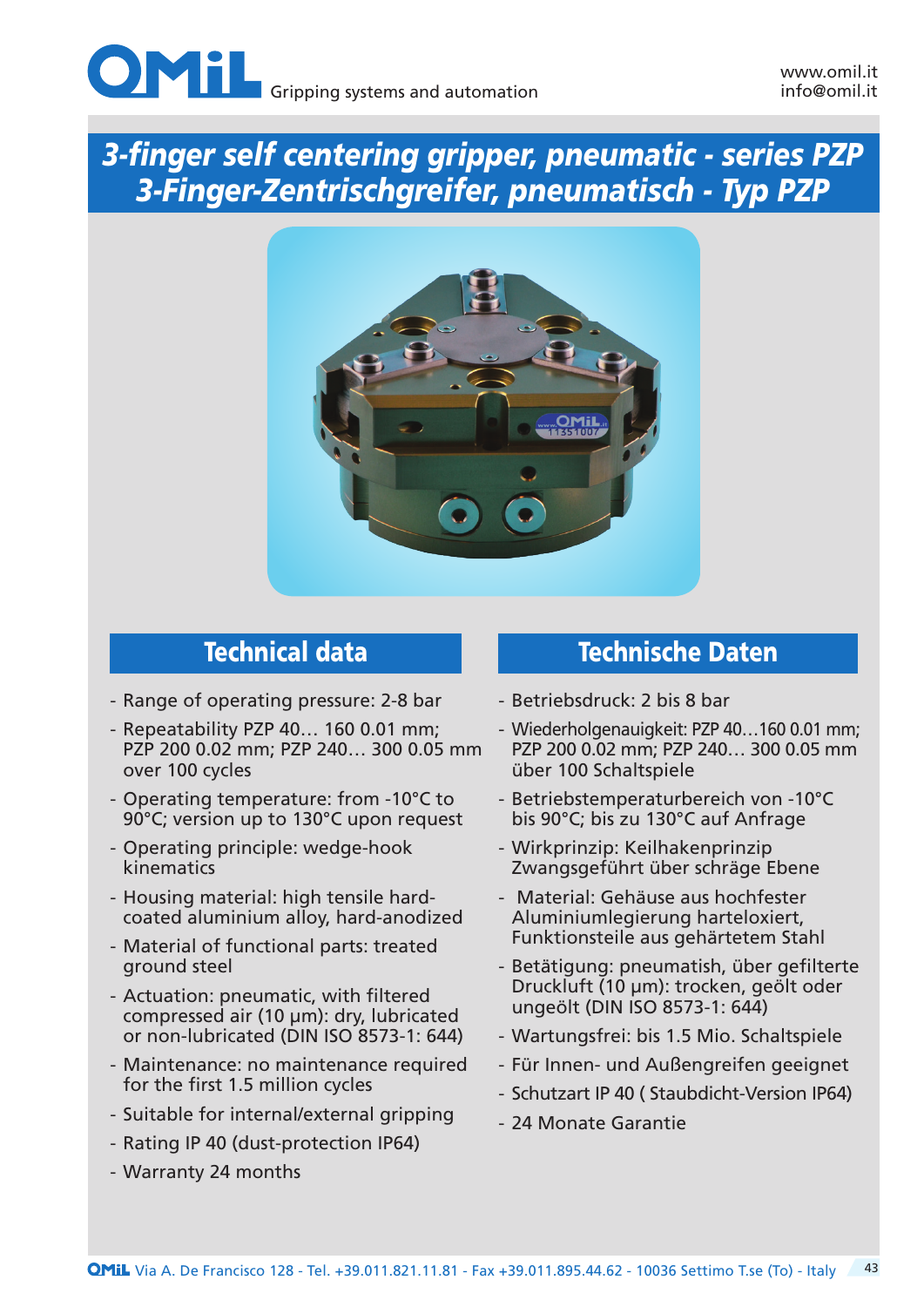OMiL Gripping systems and automation

www.omil.it
info@omil.it

# 3-finger self centering gripper, pneumatic - series PZP
# 3-Finger-Zentrischgreifer, pneumatisch - Typ PZP

## Technical data

- Range of operating pressure: 2-8 bar
- Repeatability PZP 40… 160 0.01 mm; PZP 200 0.02 mm; PZP 240… 300 0.05 mm over 100 cycles
- Operating temperature: from -10°C to 90°C; version up to 130°C upon request
- Operating principle: wedge-hook kinematics
- Housing material: high tensile hard-coated aluminium alloy, hard-anodized
- Material of functional parts: treated ground steel
- Actuation: pneumatic, with filtered compressed air (10 µm): dry, lubricated or non-lubricated (DIN ISO 8573-1: 644)
- Maintenance: no maintenance required for the first 1.5 million cycles
- Suitable for internal/external gripping
- Rating IP 40 (dust-protection IP64)
- Warranty 24 months

## Technische Daten

- Betriebsdruck: 2 bis 8 bar
- Wiederholgenauigkeit: PZP 40…160 0.01 mm; PZP 200 0.02 mm; PZP 240… 300 0.05 mm über 100 Schaltspiele
- Betriebstemperaturbereich von -10°C bis 90°C; bis zu 130°C auf Anfrage
- Wirkprinzip: Keilhakenprinzip Zwangsgeführt über schräge Ebene
- Material: Gehäuse aus hochfester Aluminiumlegierung harteloxiert, Funktionsteile aus gehärtetem Stahl
- Betätigung: pneumatish, über gefilterte Druckluft (10 µm): trocken, geölt oder ungeölt (DIN ISO 8573-1: 644)
- Wartungsfrei: bis 1.5 Mio. Schaltspiele
- Für Innen- und Außengreifen geeignet
- Schutzart IP 40 ( Staubdicht-Version IP64)
- 24 Monate Garantie

OMiL Via A. De Francisco 128 - Tel. +39.011.821.11.81 - Fax +39.011.895.44.62 - 10036 Settimo T.se (To) - Italy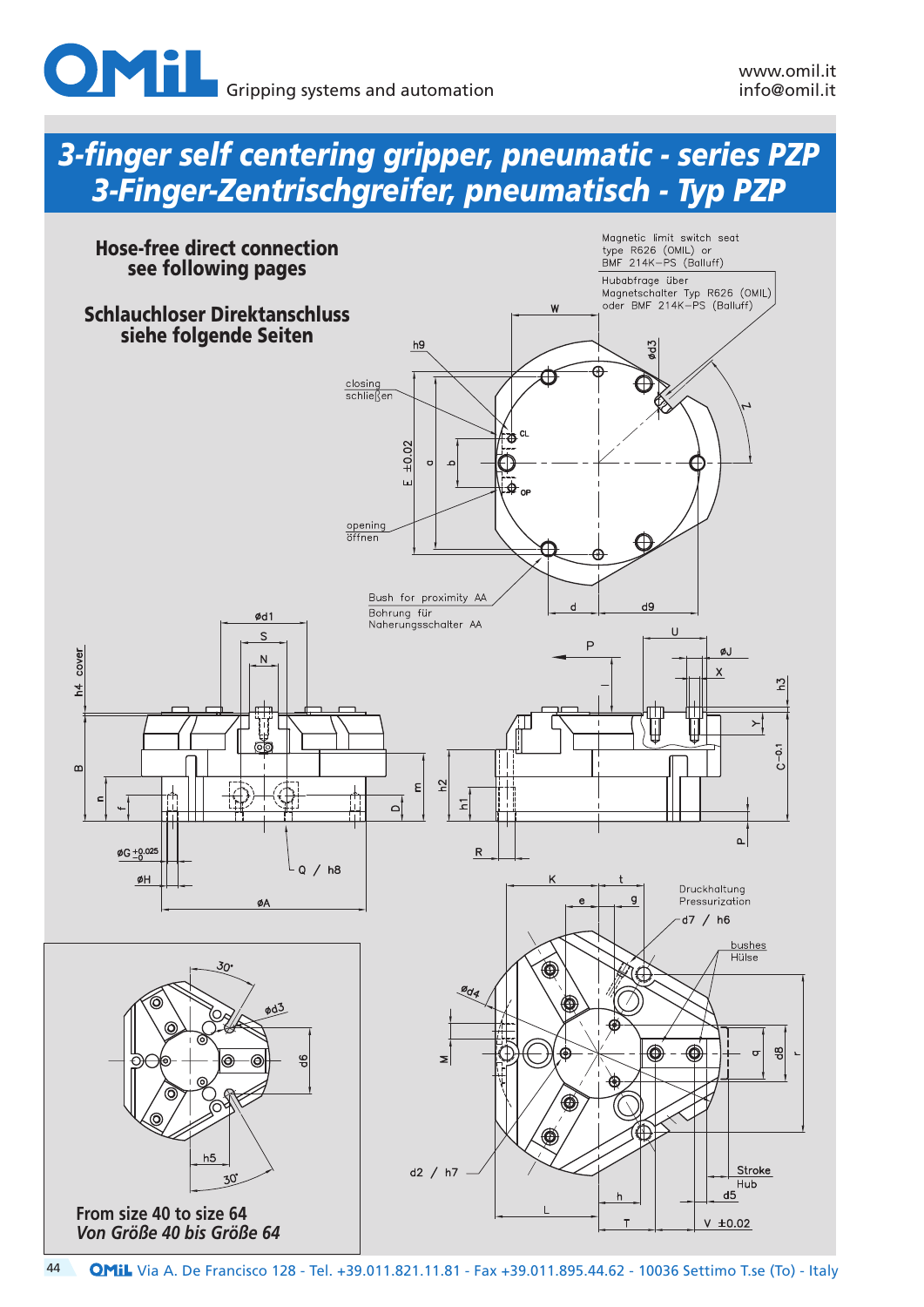# 3-finger self centering gripper, pneumatic - series PZP
# 3-Finger-Zentrischgreifer, pneumatisch - Typ PZP

**Hose-free direct connection see following pages**

**Schlauchloser Direktanschluss siehe folgende Seiten**

Magnetic limit switch seat type R626 (OMIL) or BMF 214K–PS (Balluff)

Hubabfrage über Magnetschalter Typ R626 (OMIL) oder BMF 214K–PS (Balluff)

closing / schließen

opening / öffnen

Bush for proximity AA

Bohrung für Naherungsschalter AA

Druckhaltung / Pressurization

bushes / Hülse

Stroke / Hub

**From size 40 to size 64**

***Von Größe 40 bis Größe 64***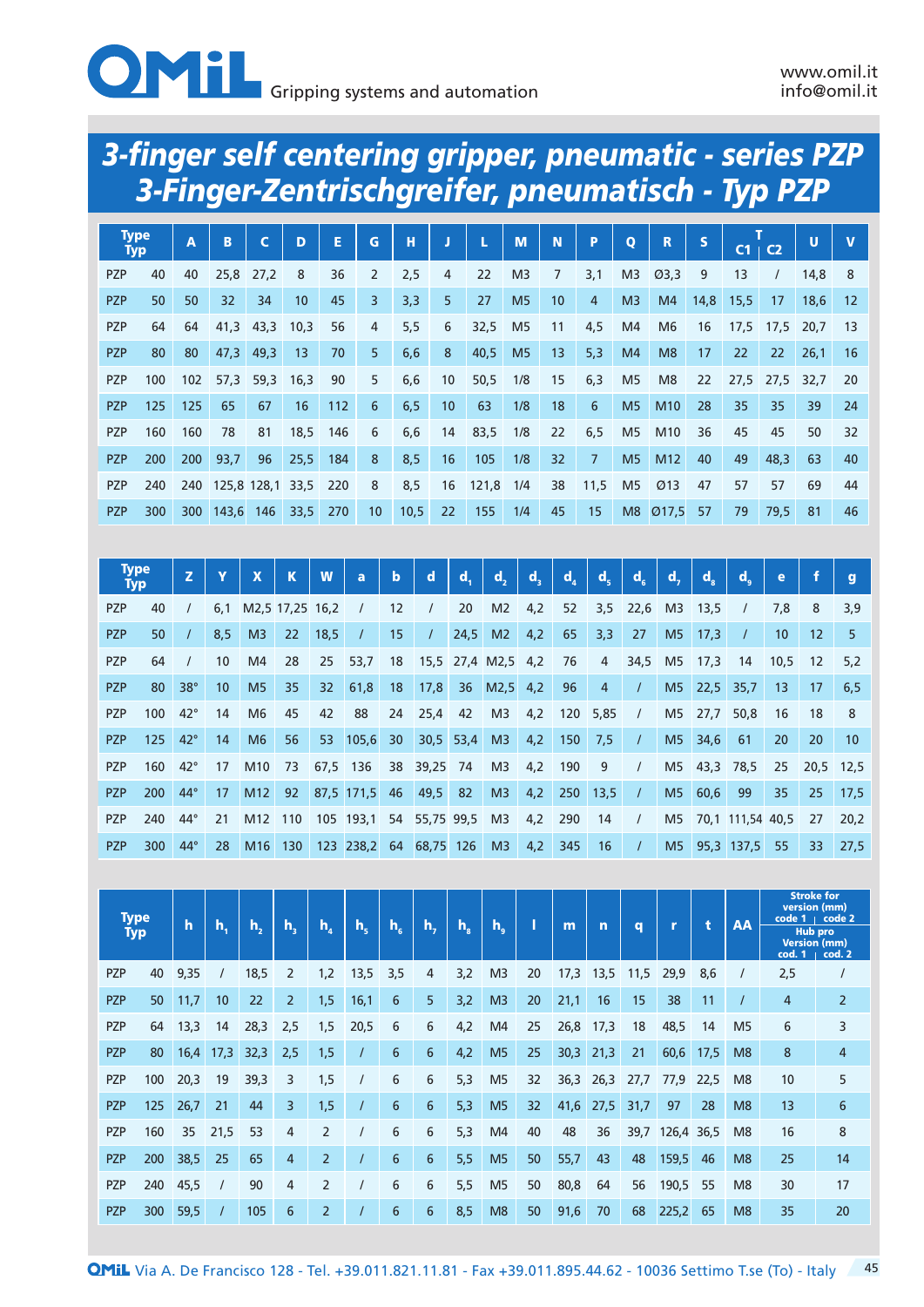# 3-finger self centering gripper, pneumatic - series PZP
# 3-Finger-Zentrischgreifer, pneumatisch - Typ PZP

| Type Typ | | A | B | C | D | E | G | H | J | L | M | N | P | Q | R | S | T C1 | T C2 | U | V |
|---|---|---|---|---|---|---|---|---|---|---|---|---|---|---|---|---|---|---|---|---|
| PZP | 40 | 40 | 25,8 | 27,2 | 8 | 36 | 2 | 2,5 | 4 | 22 | M3 | 7 | 3,1 | M3 | Ø3,3 | 9 | 13 | / | 14,8 | 8 |
| PZP | 50 | 50 | 32 | 34 | 10 | 45 | 3 | 3,3 | 5 | 27 | M5 | 10 | 4 | M3 | M4 | 14,8 | 15,5 | 17 | 18,6 | 12 |
| PZP | 64 | 64 | 41,3 | 43,3 | 10,3 | 56 | 4 | 5,5 | 6 | 32,5 | M5 | 11 | 4,5 | M4 | M6 | 16 | 17,5 | 17,5 | 20,7 | 13 |
| PZP | 80 | 80 | 47,3 | 49,3 | 13 | 70 | 5 | 6,6 | 8 | 40,5 | M5 | 13 | 5,3 | M4 | M8 | 17 | 22 | 22 | 26,1 | 16 |
| PZP | 100 | 102 | 57,3 | 59,3 | 16,3 | 90 | 5 | 6,6 | 10 | 50,5 | 1/8 | 15 | 6,3 | M5 | M8 | 22 | 27,5 | 27,5 | 32,7 | 20 |
| PZP | 125 | 125 | 65 | 67 | 16 | 112 | 6 | 6,5 | 10 | 63 | 1/8 | 18 | 6 | M5 | M10 | 28 | 35 | 35 | 39 | 24 |
| PZP | 160 | 160 | 78 | 81 | 18,5 | 146 | 6 | 6,6 | 14 | 83,5 | 1/8 | 22 | 6,5 | M5 | M10 | 36 | 45 | 45 | 50 | 32 |
| PZP | 200 | 200 | 93,7 | 96 | 25,5 | 184 | 8 | 8,5 | 16 | 105 | 1/8 | 32 | 7 | M5 | M12 | 40 | 49 | 48,3 | 63 | 40 |
| PZP | 240 | 240 | 125,8 | 128,1 | 33,5 | 220 | 8 | 8,5 | 16 | 121,8 | 1/4 | 38 | 11,5 | M5 | Ø13 | 47 | 57 | 57 | 69 | 44 |
| PZP | 300 | 300 | 143,6 | 146 | 33,5 | 270 | 10 | 10,5 | 22 | 155 | 1/4 | 45 | 15 | M8 | Ø17,5 | 57 | 79 | 79,5 | 81 | 46 |

| Type Typ | | Z | Y | X | K | W | a | b | d | $d_1$ | $d_2$ | $d_3$ | $d_4$ | $d_5$ | $d_6$ | $d_7$ | $d_8$ | $d_9$ | e | f | g |
|---|---|---|---|---|---|---|---|---|---|---|---|---|---|---|---|---|---|---|---|---|---|
| PZP | 40 | / | 6,1 | M2,5 | 17,25 | 16,2 | / | 12 | / | 20 | M2 | 4,2 | 52 | 3,5 | 22,6 | M3 | 13,5 | / | 7,8 | 8 | 3,9 |
| PZP | 50 | / | 8,5 | M3 | 22 | 18,5 | / | 15 | / | 24,5 | M2 | 4,2 | 65 | 3,3 | 27 | M5 | 17,3 | / | 10 | 12 | 5 |
| PZP | 64 | / | 10 | M4 | 28 | 25 | 53,7 | 18 | 15,5 | 27,4 | M2,5 | 4,2 | 76 | 4 | 34,5 | M5 | 17,3 | 14 | 10,5 | 12 | 5,2 |
| PZP | 80 | 38° | 10 | M5 | 35 | 32 | 61,8 | 18 | 17,8 | 36 | M2,5 | 4,2 | 96 | 4 | / | M5 | 22,5 | 35,7 | 13 | 17 | 6,5 |
| PZP | 100 | 42° | 14 | M6 | 45 | 42 | 88 | 24 | 25,4 | 42 | M3 | 4,2 | 120 | 5,85 | / | M5 | 27,7 | 50,8 | 16 | 18 | 8 |
| PZP | 125 | 42° | 14 | M6 | 56 | 53 | 105,6 | 30 | 30,5 | 53,4 | M3 | 4,2 | 150 | 7,5 | / | M5 | 34,6 | 61 | 20 | 20 | 10 |
| PZP | 160 | 42° | 17 | M10 | 73 | 67,5 | 136 | 38 | 39,25 | 74 | M3 | 4,2 | 190 | 9 | / | M5 | 43,3 | 78,5 | 25 | 20,5 | 12,5 |
| PZP | 200 | 44° | 17 | M12 | 92 | 87,5 | 171,5 | 46 | 49,5 | 82 | M3 | 4,2 | 250 | 13,5 | / | M5 | 60,6 | 99 | 35 | 25 | 17,5 |
| PZP | 240 | 44° | 21 | M12 | 110 | 105 | 193,1 | 54 | 55,75 | 99,5 | M3 | 4,2 | 290 | 14 | / | M5 | 70,1 | 111,54 | 40,5 | 27 | 20,2 |
| PZP | 300 | 44° | 28 | M16 | 130 | 123 | 238,2 | 64 | 68,75 | 126 | M3 | 4,2 | 345 | 16 | / | M5 | 95,3 | 137,5 | 55 | 33 | 27,5 |

| Type Typ | | h | $h_1$ | $h_2$ | $h_3$ | $h_4$ | $h_5$ | $h_6$ | $h_7$ | $h_8$ | $h_9$ | l | m | n | q | r | t | AA | Stroke for version (mm) / Hub pro Version (mm) code 1 / cod. 1 | code 2 / cod. 2 |
|---|---|---|---|---|---|---|---|---|---|---|---|---|---|---|---|---|---|---|---|---|
| PZP | 40 | 9,35 | / | 18,5 | 2 | 1,2 | 13,5 | 3,5 | 4 | 3,2 | M3 | 20 | 17,3 | 13,5 | 11,5 | 29,9 | 8,6 | / | 2,5 | / |
| PZP | 50 | 11,7 | 10 | 22 | 2 | 1,5 | 16,1 | 6 | 5 | 3,2 | M3 | 20 | 21,1 | 16 | 15 | 38 | 11 | / | 4 | 2 |
| PZP | 64 | 13,3 | 14 | 28,3 | 2,5 | 1,5 | 20,5 | 6 | 6 | 4,2 | M4 | 25 | 26,8 | 17,3 | 18 | 48,5 | 14 | M5 | 6 | 3 |
| PZP | 80 | 16,4 | 17,3 | 32,3 | 2,5 | 1,5 | / | 6 | 6 | 4,2 | M5 | 25 | 30,3 | 21,3 | 21 | 60,6 | 17,5 | M8 | 8 | 4 |
| PZP | 100 | 20,3 | 19 | 39,3 | 3 | 1,5 | / | 6 | 6 | 5,3 | M5 | 32 | 36,3 | 26,3 | 27,7 | 77,9 | 22,5 | M8 | 10 | 5 |
| PZP | 125 | 26,7 | 21 | 44 | 3 | 1,5 | / | 6 | 6 | 5,3 | M5 | 32 | 41,6 | 27,5 | 31,7 | 97 | 28 | M8 | 13 | 6 |
| PZP | 160 | 35 | 21,5 | 53 | 4 | 2 | / | 6 | 6 | 5,3 | M4 | 40 | 48 | 36 | 39,7 | 126,4 | 36,5 | M8 | 16 | 8 |
| PZP | 200 | 38,5 | 25 | 65 | 4 | 2 | / | 6 | 6 | 5,5 | M5 | 50 | 55,7 | 43 | 48 | 159,5 | 46 | M8 | 25 | 14 |
| PZP | 240 | 45,5 | / | 90 | 4 | 2 | / | 6 | 6 | 5,5 | M5 | 50 | 80,8 | 64 | 56 | 190,5 | 55 | M8 | 30 | 17 |
| PZP | 300 | 59,5 | / | 105 | 6 | 2 | / | 6 | 6 | 8,5 | M8 | 50 | 91,6 | 70 | 68 | 225,2 | 65 | M8 | 35 | 20 |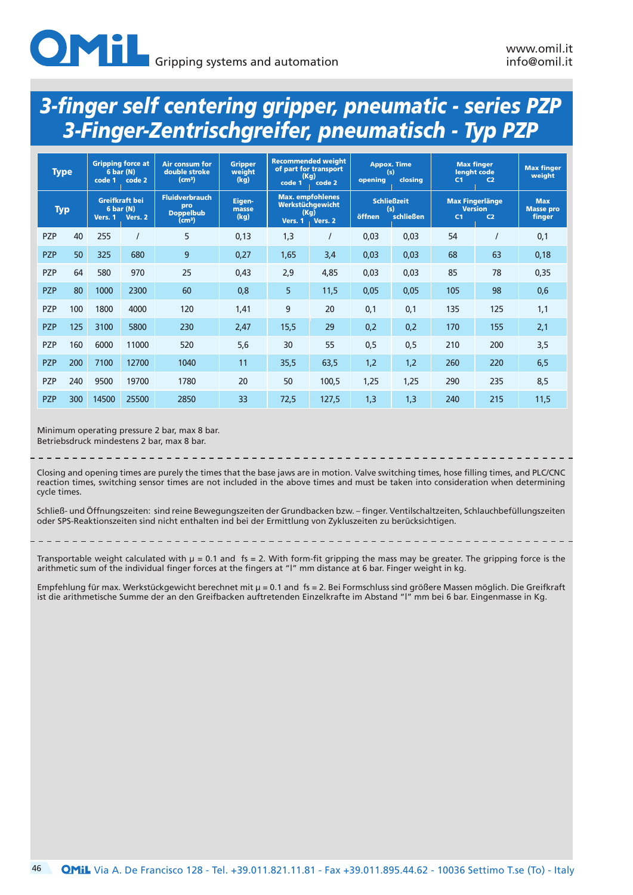# 3-finger self centering gripper, pneumatic - series PZP
# 3-Finger-Zentrischgreifer, pneumatisch - Typ PZP

| Type | | Gripping force at 6 bar (N) code 1 | code 2 | Air consum for double stroke (cm³) | Gripper weight (kg) | Recommended weight of part for transport (Kg) code 1 | code 2 | Appox. Time (s) opening | closing | Max finger lenght code C1 | C2 | Max finger weight |
|---|---|---|---|---|---|---|---|---|---|---|---|---|
| **Typ** | | **Greifkraft bei 6 bar (N) Vers. 1** | **Vers. 2** | **Fluidverbrauch pro Doppelbub (cm³)** | **Eigen-masse (kg)** | **Max. empfohlenes Werkstüchgewicht (Kg) Vers. 1** | **Vers. 2** | **Schließzeit (s) öffnen** | **schließen** | **Max Fingerlänge Version C1** | **C2** | **Max Masse pro finger** |
| PZP | 40 | 255 | / | 5 | 0,13 | 1,3 | / | 0,03 | 0,03 | 54 | / | 0,1 |
| PZP | 50 | 325 | 680 | 9 | 0,27 | 1,65 | 3,4 | 0,03 | 0,03 | 68 | 63 | 0,18 |
| PZP | 64 | 580 | 970 | 25 | 0,43 | 2,9 | 4,85 | 0,03 | 0,03 | 85 | 78 | 0,35 |
| PZP | 80 | 1000 | 2300 | 60 | 0,8 | 5 | 11,5 | 0,05 | 0,05 | 105 | 98 | 0,6 |
| PZP | 100 | 1800 | 4000 | 120 | 1,41 | 9 | 20 | 0,1 | 0,1 | 135 | 125 | 1,1 |
| PZP | 125 | 3100 | 5800 | 230 | 2,47 | 15,5 | 29 | 0,2 | 0,2 | 170 | 155 | 2,1 |
| PZP | 160 | 6000 | 11000 | 520 | 5,6 | 30 | 55 | 0,5 | 0,5 | 210 | 200 | 3,5 |
| PZP | 200 | 7100 | 12700 | 1040 | 11 | 35,5 | 63,5 | 1,2 | 1,2 | 260 | 220 | 6,5 |
| PZP | 240 | 9500 | 19700 | 1780 | 20 | 50 | 100,5 | 1,25 | 1,25 | 290 | 235 | 8,5 |
| PZP | 300 | 14500 | 25500 | 2850 | 33 | 72,5 | 127,5 | 1,3 | 1,3 | 240 | 215 | 11,5 |

Minimum operating pressure 2 bar, max 8 bar.
Betriebsdruck mindestens 2 bar, max 8 bar.

Closing and opening times are purely the times that the base jaws are in motion. Valve switching times, hose filling times, and PLC/CNC reaction times, switching sensor times are not included in the above times and must be taken into consideration when determining cycle times.

Schließ- und Öffnungszeiten: sind reine Bewegungszeiten der Grundbacken bzw. – finger. Ventilschaltzeiten, Schlauchbefüllungszeiten oder SPS-Reaktionszeiten sind nicht enthalten ind bei der Ermittlung von Zykluszeiten zu berücksichtigen.

Transportable weight calculated with $\mu = 0.1$ and fs = 2. With form-fit gripping the mass may be greater. The gripping force is the arithmetic sum of the individual finger forces at the fingers at "l" mm distance at 6 bar. Finger weight in kg.

Empfehlung für max. Werkstückgewicht berechnet mit $\mu = 0.1$ and fs = 2. Bei Formschluss sind größere Massen möglich. Die Greifkraft ist die arithmetische Summe der an den Greifbacken auftretenden Einzelkrafte im Abstand "l" mm bei 6 bar. Eingenmasse in Kg.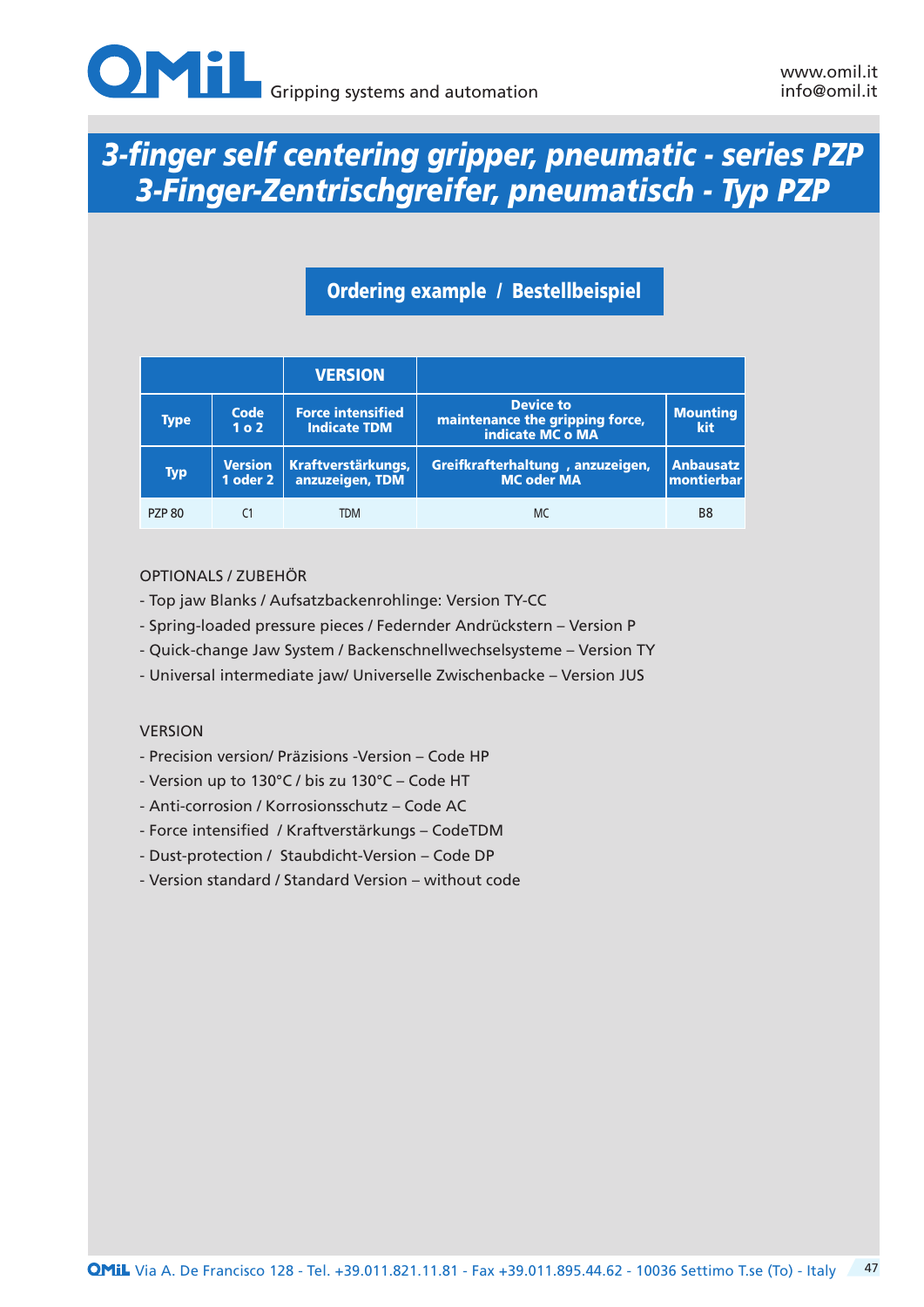# *3-finger self centering gripper, pneumatic - series PZP*
# *3-Finger-Zentrischgreifer, pneumatisch - Typ PZP*

## Ordering example / Bestellbeispiel

| | | VERSION | | |
|---|---|---|---|---|
| **Type** | **Code 1 o 2** | **Force intensified Indicate TDM** | **Device to maintenance the gripping force, indicate MC o MA** | **Mounting kit** |
| **Typ** | **Version 1 oder 2** | **Kraftverstärkungs, anzuzeigen, TDM** | **Greifkrafterhaltung , anzuzeigen, MC oder MA** | **Anbausatz montierbar** |
| PZP 80 | C1 | TDM | MC | B8 |

OPTIONALS / ZUBEHÖR

- Top jaw Blanks / Aufsatzbackenrohlinge: Version TY-CC
- Spring-loaded pressure pieces / Federnder Andrückstern – Version P
- Quick-change Jaw System / Backenschnellwechselsysteme – Version TY
- Universal intermediate jaw/ Universelle Zwischenbacke – Version JUS

VERSION

- Precision version/ Präzisions -Version – Code HP
- Version up to 130°C / bis zu 130°C – Code HT
- Anti-corrosion / Korrosionsschutz – Code AC
- Force intensified / Kraftverstärkungs – CodeTDM
- Dust-protection / Staubdicht-Version – Code DP
- Version standard / Standard Version – without code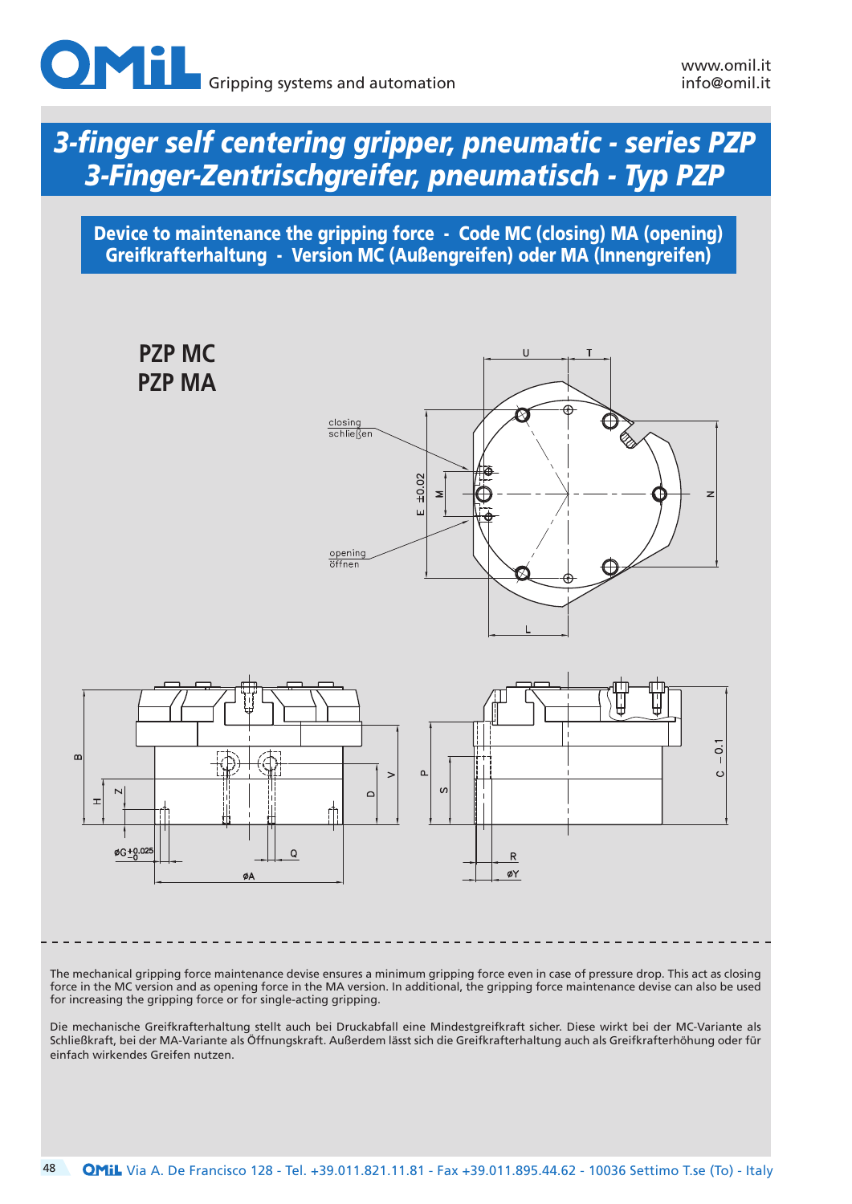# 3-finger self centering gripper, pneumatic - series PZP
# 3-Finger-Zentrischgreifer, pneumatisch - Typ PZP

## Device to maintenance the gripping force - Code MC (closing) MA (opening)
## Greifkrafterhaltung - Version MC (Außengreifen) oder MA (Innengreifen)

### PZP MC
### PZP MA

closing
schließen

opening
öffnen

The mechanical gripping force maintenance devise ensures a minimum gripping force even in case of pressure drop. This act as closing force in the MC version and as opening force in the MA version. In additional, the gripping force maintenance devise can also be used for increasing the gripping force or for single-acting gripping.

Die mechanische Greifkrafterhaltung stellt auch bei Druckabfall eine Mindestgreifkraft sicher. Diese wirkt bei der MC-Variante als Schließkraft, bei der MA-Variante als Öffnungskraft. Außerdem lässt sich die Greifkrafterhaltung auch als Greifkrafterhöhung oder für einfach wirkendes Greifen nutzen.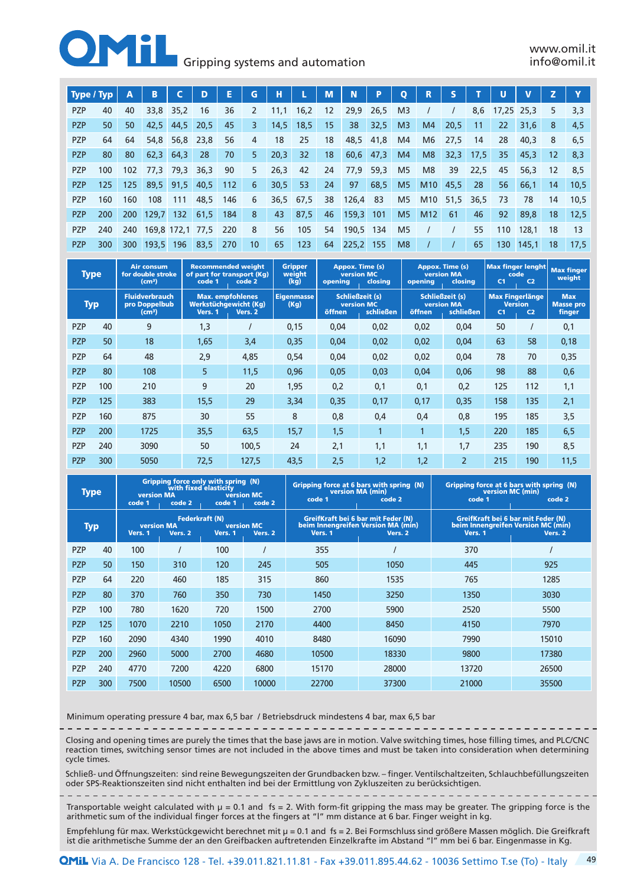| Type / Typ | | A | B | C | D | E | G | H | L | M | N | P | Q | R | S | T | U | V | Z | Y |
|---|---|---|---|---|---|---|---|---|---|---|---|---|---|---|---|---|---|---|---|---|
| PZP | 40 | 40 | 33,8 | 35,2 | 16 | 36 | 2 | 11,1 | 16,2 | 12 | 29,9 | 26,5 | M3 | / | / | 8,6 | 17,25 | 25,3 | 5 | 3,3 |
| PZP | 50 | 50 | 42,5 | 44,5 | 20,5 | 45 | 3 | 14,5 | 18,5 | 15 | 38 | 32,5 | M3 | M4 | 20,5 | 11 | 22 | 31,6 | 8 | 4,5 |
| PZP | 64 | 64 | 54,8 | 56,8 | 23,8 | 56 | 4 | 18 | 25 | 18 | 48,5 | 41,8 | M4 | M6 | 27,5 | 14 | 28 | 40,3 | 8 | 6,5 |
| PZP | 80 | 80 | 62,3 | 64,3 | 28 | 70 | 5 | 20,3 | 32 | 18 | 60,6 | 47,3 | M4 | M8 | 32,3 | 17,5 | 35 | 45,3 | 12 | 8,3 |
| PZP | 100 | 102 | 77,3 | 79,3 | 36,3 | 90 | 5 | 26,3 | 42 | 24 | 77,9 | 59,3 | M5 | M8 | 39 | 22,5 | 45 | 56,3 | 12 | 8,5 |
| PZP | 125 | 125 | 89,5 | 91,5 | 40,5 | 112 | 6 | 30,5 | 53 | 24 | 97 | 68,5 | M5 | M10 | 45,5 | 28 | 56 | 66,1 | 14 | 10,5 |
| PZP | 160 | 160 | 108 | 111 | 48,5 | 146 | 6 | 36,5 | 67,5 | 38 | 126,4 | 83 | M5 | M10 | 51,5 | 36,5 | 73 | 78 | 14 | 10,5 |
| PZP | 200 | 200 | 129,7 | 132 | 61,5 | 184 | 8 | 43 | 87,5 | 46 | 159,3 | 101 | M5 | M12 | 61 | 46 | 92 | 89,8 | 18 | 12,5 |
| PZP | 240 | 240 | 169,8 | 172,1 | 77,5 | 220 | 8 | 56 | 105 | 54 | 190,5 | 134 | M5 | / | / | 55 | 110 | 128,1 | 18 | 13 |
| PZP | 300 | 300 | 193,5 | 196 | 83,5 | 270 | 10 | 65 | 123 | 64 | 225,2 | 155 | M8 | / | / | 65 | 130 | 145,1 | 18 | 17,5 |

| Type / Typ | | Air consum for double stroke (cm³) / Fluidverbrauch pro Doppelhub (cm³) | Recommended weight of part for transport (Kg) / Max. empfohlenes Werkstückgewicht (Kg) | | Gripper weight (kg) / Eigenmasse (Kg) | Appox. Time (s) version MC / Schließzeit (s) version MC | | Appox. Time (s) version MA / Schließzeit (s) version MA | | Max finger lenght code / Max Fingerlänge Version | | Max finger weight / Max Masse pro finger |
|---|---|---|---|---|---|---|---|---|---|---|---|---|
| | | | code 1 / Vers. 1 | code 2 / Vers. 2 | | opening / öffnen | closing / schließen | opening / öffnen | closing / schließen | C1 | C2 | |
| PZP | 40 | 9 | 1,3 | / | 0,15 | 0,04 | 0,02 | 0,02 | 0,04 | 50 | / | 0,1 |
| PZP | 50 | 18 | 1,65 | 3,4 | 0,35 | 0,04 | 0,02 | 0,02 | 0,04 | 63 | 58 | 0,18 |
| PZP | 64 | 48 | 2,9 | 4,85 | 0,54 | 0,04 | 0,02 | 0,02 | 0,04 | 78 | 70 | 0,35 |
| PZP | 80 | 108 | 5 | 11,5 | 0,96 | 0,05 | 0,03 | 0,04 | 0,06 | 98 | 88 | 0,6 |
| PZP | 100 | 210 | 9 | 20 | 1,95 | 0,2 | 0,1 | 0,1 | 0,2 | 125 | 112 | 1,1 |
| PZP | 125 | 383 | 15,5 | 29 | 3,34 | 0,35 | 0,17 | 0,17 | 0,35 | 158 | 135 | 2,1 |
| PZP | 160 | 875 | 30 | 55 | 8 | 0,8 | 0,4 | 0,4 | 0,8 | 195 | 185 | 3,5 |
| PZP | 200 | 1725 | 35,5 | 63,5 | 15,7 | 1,5 | 1 | 1 | 1,5 | 220 | 185 | 6,5 |
| PZP | 240 | 3090 | 50 | 100,5 | 24 | 2,1 | 1,1 | 1,1 | 1,7 | 235 | 190 | 8,5 |
| PZP | 300 | 5050 | 72,5 | 127,5 | 43,5 | 2,5 | 1,2 | 1,2 | 2 | 215 | 190 | 11,5 |

| Type / Typ | | Gripping force only with spring (N) with fixed elasticity / Federkraft (N) version MA | | Gripping force only with spring (N) with fixed elasticity / Federkraft (N) version MC | | Gripping force at 6 bars with spring (N) version MA (min) / GreifKraft bei 6 bar mit Feder (N) beim Innengreifen Version MA (min) | | Gripping force at 6 bars with spring (N) version MC (min) / GreifKraft bei 6 bar mit Feder (N) beim Innengreifen Version MC (min) | |
|---|---|---|---|---|---|---|---|---|---|
| | | code 1 / Vers. 1 | code 2 / Vers. 2 | code 1 / Vers. 1 | code 2 / Vers. 2 | code 1 / Vers. 1 | code 2 / Vers. 2 | code 1 / Vers. 1 | code 2 / Vers. 2 |
| PZP | 40 | 100 | / | 100 | / | 355 | / | 370 | / |
| PZP | 50 | 150 | 310 | 120 | 245 | 505 | 1050 | 445 | 925 |
| PZP | 64 | 220 | 460 | 185 | 315 | 860 | 1535 | 765 | 1285 |
| PZP | 80 | 370 | 760 | 350 | 730 | 1450 | 3250 | 1350 | 3030 |
| PZP | 100 | 780 | 1620 | 720 | 1500 | 2700 | 5900 | 2520 | 5500 |
| PZP | 125 | 1070 | 2210 | 1050 | 2170 | 4400 | 8450 | 4150 | 7970 |
| PZP | 160 | 2090 | 4340 | 1990 | 4010 | 8480 | 16090 | 7990 | 15010 |
| PZP | 200 | 2960 | 5000 | 2700 | 4680 | 10500 | 18330 | 9800 | 17380 |
| PZP | 240 | 4770 | 7200 | 4220 | 6800 | 15170 | 28000 | 13720 | 26500 |
| PZP | 300 | 7500 | 10500 | 6500 | 10000 | 22700 | 37300 | 21000 | 35500 |

Minimum operating pressure 4 bar, max 6,5 bar / Betriebsdruck mindestens 4 bar, max 6,5 bar

Closing and opening times are purely the times that the base jaws are in motion. Valve switching times, hose filling times, and PLC/CNC reaction times, switching sensor times are not included in the above times and must be taken into consideration when determining cycle times.

Schließ- und Öffnungszeiten: sind reine Bewegungszeiten der Grundbacken bzw. – finger. Ventilschaltzeiten, Schlauchbefüllungszeiten oder SPS-Reaktionszeiten sind nicht enthalten ind bei der Ermittlung von Zykluszeiten zu berücksichtigen.

Transportable weight calculated with μ = 0.1 and fs = 2. With form-fit gripping the mass may be greater. The gripping force is the arithmetic sum of the individual finger forces at the fingers at "l" mm distance at 6 bar. Finger weight in kg.

Empfehlung für max. Werkstückgewicht berechnet mit μ = 0.1 and fs = 2. Bei Formschluss sind größere Massen möglich. Die Greifkraft ist die arithmetische Summe der an den Greifbacken auftretenden Einzelkrafte im Abstand "l" mm bei 6 bar. Eingenmasse in Kg.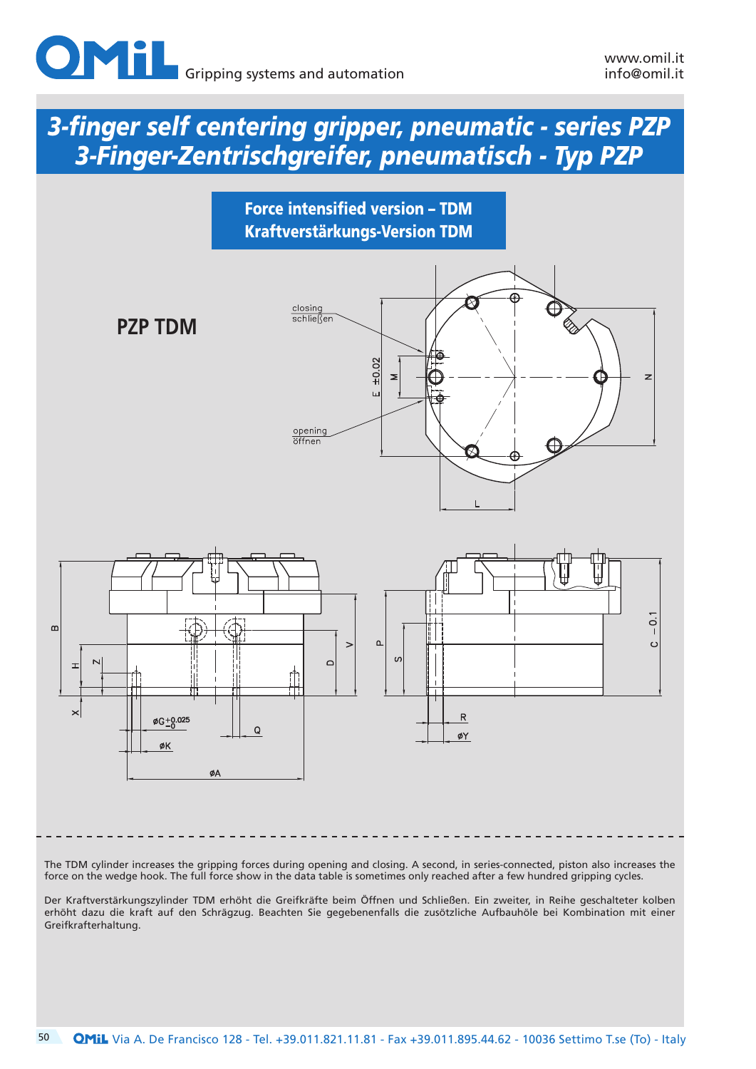# 3-finger self centering gripper, pneumatic - series PZP
# 3-Finger-Zentrischgreifer, pneumatisch - Typ PZP

## Force intensified version – TDM
## Kraftverstärkungs-Version TDM

## PZP TDM

closing
schließen

opening
öffnen

The TDM cylinder increases the gripping forces during opening and closing. A second, in series-connected, piston also increases the force on the wedge hook. The full force show in the data table is sometimes only reached after a few hundred gripping cycles.

Der Kraftverstärkungszylinder TDM erhöht die Greifkräfte beim Öffnen und Schließen. Ein zweiter, in Reihe geschalteter kolben erhöht dazu die kraft auf den Schrägzug. Beachten Sie gegebenenfalls die zusötzliche Aufbauhöle bei Kombination mit einer Greifkrafterhaltung.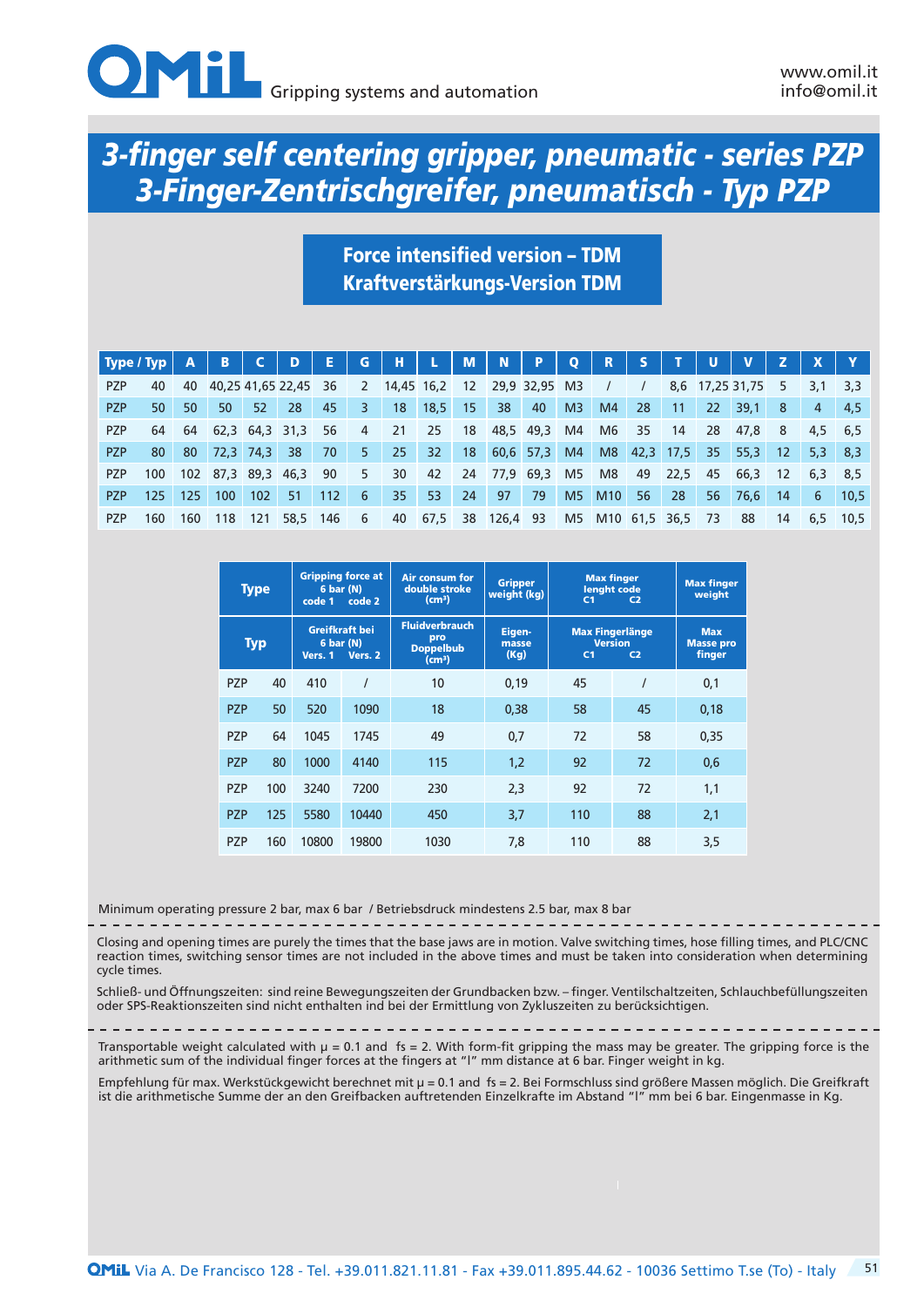# 3-finger self centering gripper, pneumatic - series PZP
# 3-Finger-Zentrischgreifer, pneumatisch - Typ PZP

## Force intensified version – TDM
## Kraftverstärkungs-Version TDM

| Type / Typ | | A | B | C | D | E | G | H | L | M | N | P | Q | R | S | T | U | V | Z | X | Y |
|---|---|---|---|---|---|---|---|---|---|---|---|---|---|---|---|---|---|---|---|---|---|
| PZP | 40 | 40 | 40,25 | 41,65 | 22,45 | 36 | 2 | 14,45 | 16,2 | 12 | 29,9 | 32,95 | M3 | / | / | 8,6 | 17,25 | 31,75 | 5 | 3,1 | 3,3 |
| PZP | 50 | 50 | 50 | 52 | 28 | 45 | 3 | 18 | 18,5 | 15 | 38 | 40 | M3 | M4 | 28 | 11 | 22 | 39,1 | 8 | 4 | 4,5 |
| PZP | 64 | 64 | 62,3 | 64,3 | 31,3 | 56 | 4 | 21 | 25 | 18 | 48,5 | 49,3 | M4 | M6 | 35 | 14 | 28 | 47,8 | 8 | 4,5 | 6,5 |
| PZP | 80 | 80 | 72,3 | 74,3 | 38 | 70 | 5 | 25 | 32 | 18 | 60,6 | 57,3 | M4 | M8 | 42,3 | 17,5 | 35 | 55,3 | 12 | 5,3 | 8,3 |
| PZP | 100 | 102 | 87,3 | 89,3 | 46,3 | 90 | 5 | 30 | 42 | 24 | 77,9 | 69,3 | M5 | M8 | 49 | 22,5 | 45 | 66,3 | 12 | 6,3 | 8,5 |
| PZP | 125 | 125 | 100 | 102 | 51 | 112 | 6 | 35 | 53 | 24 | 97 | 79 | M5 | M10 | 56 | 28 | 56 | 76,6 | 14 | 6 | 10,5 |
| PZP | 160 | 160 | 118 | 121 | 58,5 | 146 | 6 | 40 | 67,5 | 38 | 126,4 | 93 | M5 | M10 | 61,5 | 36,5 | 73 | 88 | 14 | 6,5 | 10,5 |

| Type | | Gripping force at 6 bar (N) code 1 | Gripping force at 6 bar (N) code 2 | Air consum for double stroke (cm³) | Gripper weight (kg) | Max finger lenght code C1 | Max finger lenght code C2 | Max finger weight |
|---|---|---|---|---|---|---|---|---|
| Typ | | Greifkraft bei 6 bar (N) Vers. 1 | Greifkraft bei 6 bar (N) Vers. 2 | Fluidverbrauch pro Doppelbub (cm³) | Eigen-masse (Kg) | Max Fingerlänge Version C1 | Max Fingerlänge Version C2 | Max Masse pro finger |
| PZP | 40 | 410 | / | 10 | 0,19 | 45 | / | 0,1 |
| PZP | 50 | 520 | 1090 | 18 | 0,38 | 58 | 45 | 0,18 |
| PZP | 64 | 1045 | 1745 | 49 | 0,7 | 72 | 58 | 0,35 |
| PZP | 80 | 1000 | 4140 | 115 | 1,2 | 92 | 72 | 0,6 |
| PZP | 100 | 3240 | 7200 | 230 | 2,3 | 92 | 72 | 1,1 |
| PZP | 125 | 5580 | 10440 | 450 | 3,7 | 110 | 88 | 2,1 |
| PZP | 160 | 10800 | 19800 | 1030 | 7,8 | 110 | 88 | 3,5 |

Minimum operating pressure 2 bar, max 6 bar / Betriebsdruck mindestens 2.5 bar, max 8 bar

Closing and opening times are purely the times that the base jaws are in motion. Valve switching times, hose filling times, and PLC/CNC reaction times, switching sensor times are not included in the above times and must be taken into consideration when determining cycle times.

Schließ- und Öffnungszeiten: sind reine Bewegungszeiten der Grundbacken bzw. – finger. Ventilschaltzeiten, Schlauchbefüllungszeiten oder SPS-Reaktionszeiten sind nicht enthalten ind bei der Ermittlung von Zykluszeiten zu berücksichtigen.

Transportable weight calculated with μ = 0.1 and fs = 2. With form-fit gripping the mass may be greater. The gripping force is the arithmetic sum of the individual finger forces at the fingers at "l" mm distance at 6 bar. Finger weight in kg.

Empfehlung für max. Werkstückgewicht berechnet mit μ = 0.1 and fs = 2. Bei Formschluss sind größere Massen möglich. Die Greifkraft ist die arithmetische Summe der an den Greifbacken auftretenden Einzelkrafte im Abstand "l" mm bei 6 bar. Eingenmasse in Kg.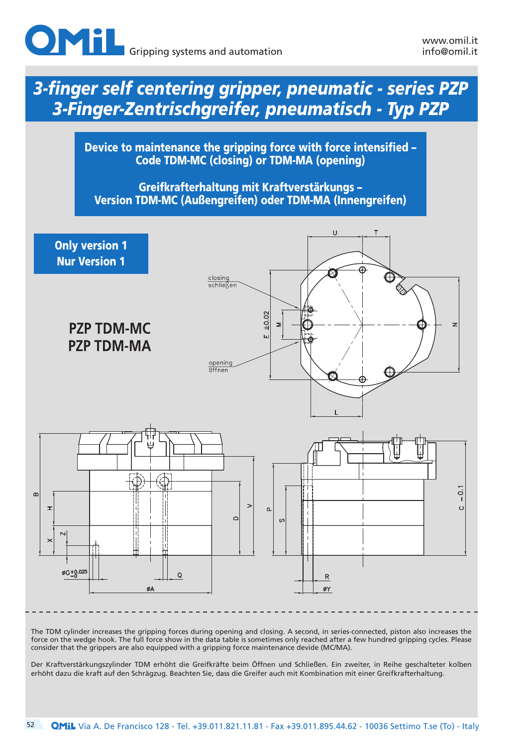# 3-finger self centering gripper, pneumatic - series PZP
# 3-Finger-Zentrischgreifer, pneumatisch - Typ PZP

**Device to maintenance the gripping force with force intensified – Code TDM-MC (closing) or TDM-MA (opening)**

**Greifkrafterhaltung mit Kraftverstärkungs – Version TDM-MC (Außengreifen) oder TDM-MA (Innengreifen)**

**Only version 1**
**Nur Version 1**

## PZP TDM-MC
## PZP TDM-MA

closing / schließen

opening / öffnen

U, T, E ±0.02, M, N, L, B, H, X, Z, øG $^{+0.025}_{-0}$, Q, øA, D, V, P, S, R, øY, C –0.1

The TDM cylinder increases the gripping forces during opening and closing. A second, in series-connected, piston also increases the force on the wedge hook. The full force show in the data table is sometimes only reached after a few hundred gripping cycles. Please consider that the grippers are also equipped with a gripping force maintenance devide (MC/MA).

Der Kraftverstärkungszylinder TDM erhöht die Greifkräfte beim Öffnen und Schließen. Ein zweiter, in Reihe geschalteter kolben erhöht dazu die kraft auf den Schrägzug. Beachten Sie, dass die Greifer auch mit Kombination mit einer Greifkrafterhaltung.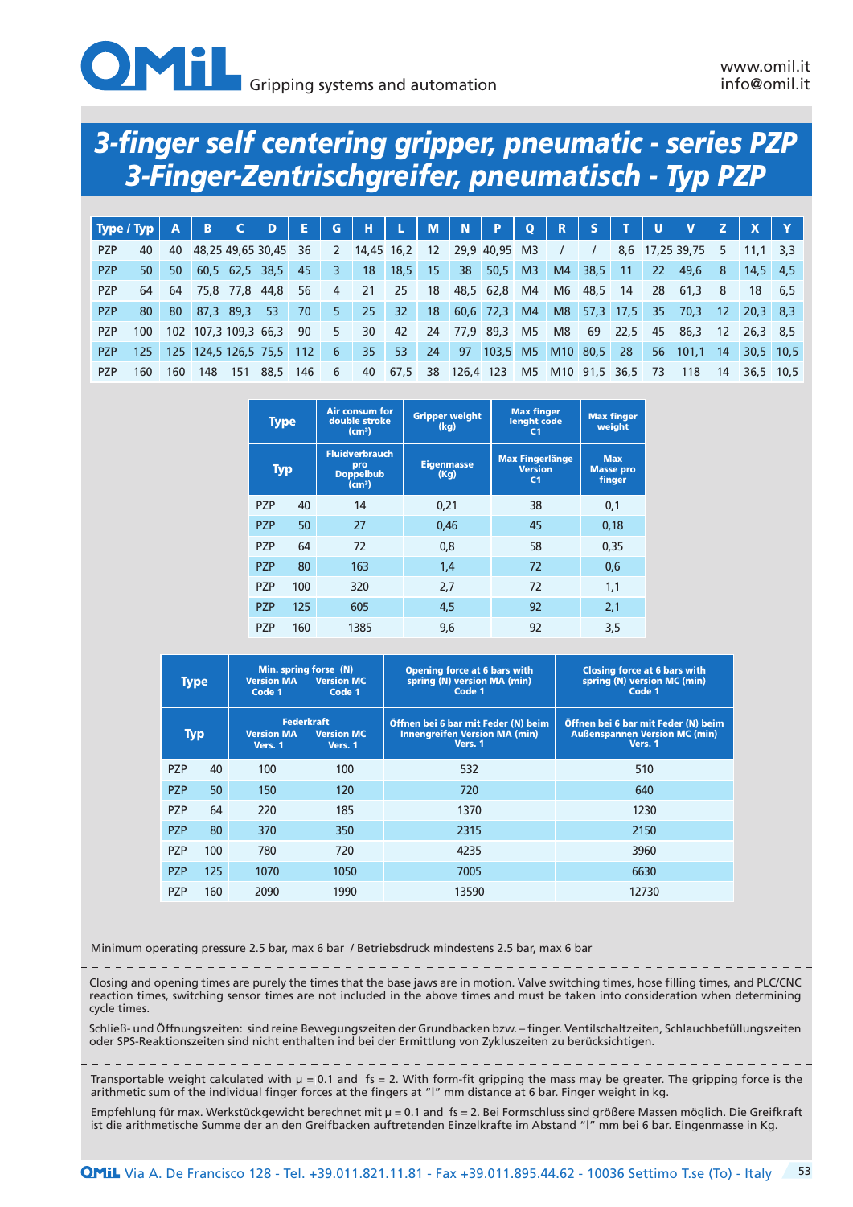# 3-finger self centering gripper, pneumatic - series PZP
# 3-Finger-Zentrischgreifer, pneumatisch - Typ PZP

| Type / Typ | | A | B | C | D | E | G | H | L | M | N | P | Q | R | S | T | U | V | Z | X | Y |
|---|---|---|---|---|---|---|---|---|---|---|---|---|---|---|---|---|---|---|---|---|---|
| PZP | 40 | 40 | 48,25 | 49,65 | 30,45 | 36 | 2 | 14,45 | 16,2 | 12 | 29,9 | 40,95 | M3 | / | / | 8,6 | 17,25 | 39,75 | 5 | 11,1 | 3,3 |
| PZP | 50 | 50 | 60,5 | 62,5 | 38,5 | 45 | 3 | 18 | 18,5 | 15 | 38 | 50,5 | M3 | M4 | 38,5 | 11 | 22 | 49,6 | 8 | 14,5 | 4,5 |
| PZP | 64 | 64 | 75,8 | 77,8 | 44,8 | 56 | 4 | 21 | 25 | 18 | 48,5 | 62,8 | M4 | M6 | 48,5 | 14 | 28 | 61,3 | 8 | 18 | 6,5 |
| PZP | 80 | 80 | 87,3 | 89,3 | 53 | 70 | 5 | 25 | 32 | 18 | 60,6 | 72,3 | M4 | M8 | 57,3 | 17,5 | 35 | 70,3 | 12 | 20,3 | 8,3 |
| PZP | 100 | 102 | 107,3 | 109,3 | 66,3 | 90 | 5 | 30 | 42 | 24 | 77,9 | 89,3 | M5 | M8 | 69 | 22,5 | 45 | 86,3 | 12 | 26,3 | 8,5 |
| PZP | 125 | 125 | 124,5 | 126,5 | 75,5 | 112 | 6 | 35 | 53 | 24 | 97 | 103,5 | M5 | M10 | 80,5 | 28 | 56 | 101,1 | 14 | 30,5 | 10,5 |
| PZP | 160 | 160 | 148 | 151 | 88,5 | 146 | 6 | 40 | 67,5 | 38 | 126,4 | 123 | M5 | M10 | 91,5 | 36,5 | 73 | 118 | 14 | 36,5 | 10,5 |

| Type | | Air consum for double stroke (cm³) | Gripper weight (kg) | Max finger lenght code C1 | Max finger weight |
|---|---|---|---|---|---|
| Typ | | Fluidverbrauch pro Doppelbub (cm³) | Eigenmasse (Kg) | Max Fingerlänge Version C1 | Max Masse pro finger |
| PZP | 40 | 14 | 0,21 | 38 | 0,1 |
| PZP | 50 | 27 | 0,46 | 45 | 0,18 |
| PZP | 64 | 72 | 0,8 | 58 | 0,35 |
| PZP | 80 | 163 | 1,4 | 72 | 0,6 |
| PZP | 100 | 320 | 2,7 | 72 | 1,1 |
| PZP | 125 | 605 | 4,5 | 92 | 2,1 |
| PZP | 160 | 1385 | 9,6 | 92 | 3,5 |

| Type | | Min. spring forse (N) Version MA Code 1 | Version MC Code 1 | Opening force at 6 bars with spring (N) version MA (min) Code 1 | Closing force at 6 bars with spring (N) version MC (min) Code 1 |
|---|---|---|---|---|---|
| Typ | | Federkraft Version MA Vers. 1 | Version MC Vers. 1 | Öffnen bei 6 bar mit Feder (N) beim Innengreifen Version MA (min) Vers. 1 | Öffnen bei 6 bar mit Feder (N) beim Außenspannen Version MC (min) Vers. 1 |
| PZP | 40 | 100 | 100 | 532 | 510 |
| PZP | 50 | 150 | 120 | 720 | 640 |
| PZP | 64 | 220 | 185 | 1370 | 1230 |
| PZP | 80 | 370 | 350 | 2315 | 2150 |
| PZP | 100 | 780 | 720 | 4235 | 3960 |
| PZP | 125 | 1070 | 1050 | 7005 | 6630 |
| PZP | 160 | 2090 | 1990 | 13590 | 12730 |

Minimum operating pressure 2.5 bar, max 6 bar / Betriebsdruck mindestens 2.5 bar, max 6 bar

Closing and opening times are purely the times that the base jaws are in motion. Valve switching times, hose filling times, and PLC/CNC reaction times, switching sensor times are not included in the above times and must be taken into consideration when determining cycle times.

Schließ- und Öffnungszeiten: sind reine Bewegungszeiten der Grundbacken bzw. – finger. Ventilschaltzeiten, Schlauchbefüllungszeiten oder SPS-Reaktionszeiten sind nicht enthalten ind bei der Ermittlung von Zykluszeiten zu berücksichtigen.

Transportable weight calculated with μ = 0.1 and fs = 2. With form-fit gripping the mass may be greater. The gripping force is the arithmetic sum of the individual finger forces at the fingers at "l" mm distance at 6 bar. Finger weight in kg.

Empfehlung für max. Werkstückgewicht berechnet mit μ = 0.1 and fs = 2. Bei Formschluss sind größere Massen möglich. Die Greifkraft ist die arithmetische Summe der an den Greifbacken auftretenden Einzelkrafte im Abstand "l" mm bei 6 bar. Eigenmasse in Kg.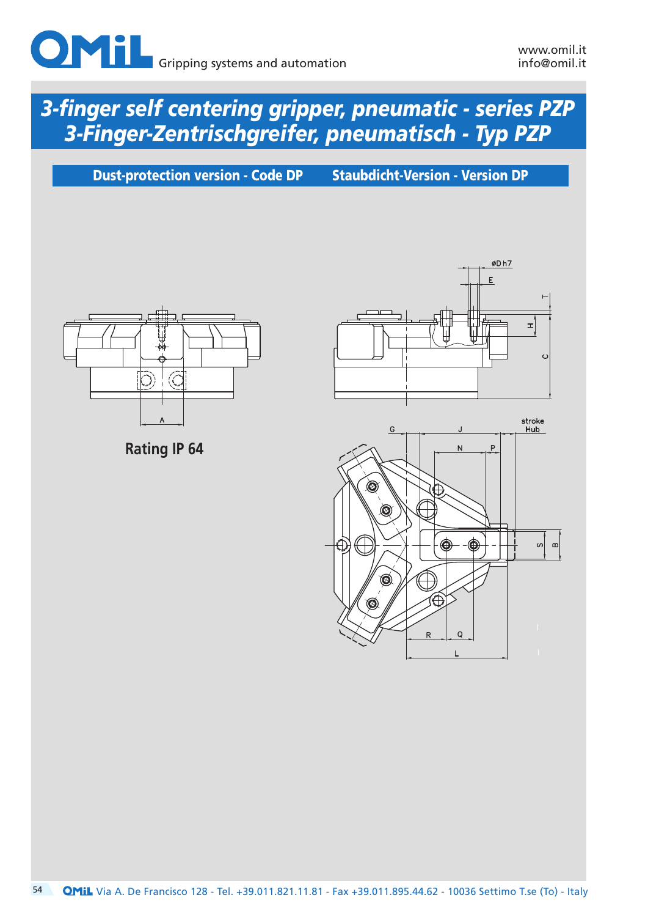# 3-finger self centering gripper, pneumatic - series PZP
# 3-Finger-Zentrischgreifer, pneumatisch - Typ PZP

## Dust-protection version - Code DP    Staubdicht-Version - Version DP

**Rating IP 64**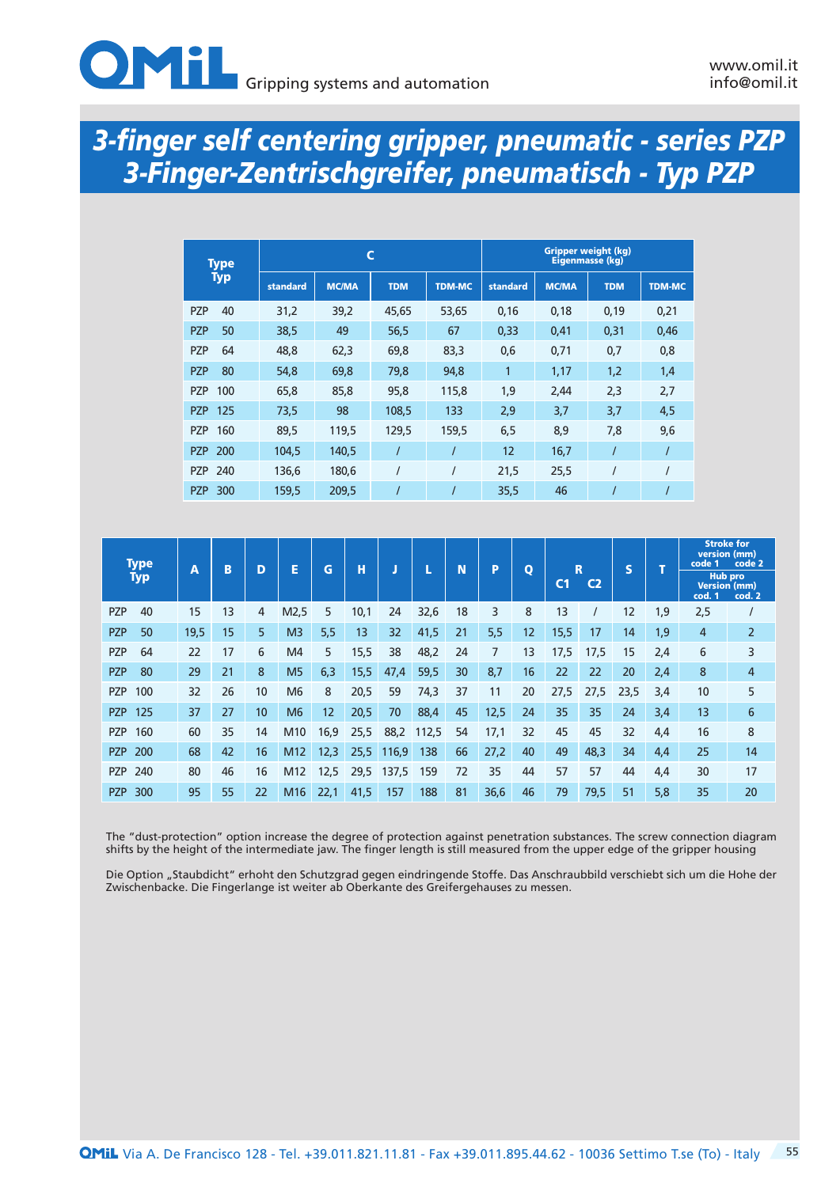# 3-finger self centering gripper, pneumatic - series PZP
# 3-Finger-Zentrischgreifer, pneumatisch - Typ PZP

| Type Typ | C | | | | Gripper weight (kg) Eigenmasse (kg) | | | |
|---|---|---|---|---|---|---|---|---|
| | standard | MC/MA | TDM | TDM-MC | standard | MC/MA | TDM | TDM-MC |
| PZP 40 | 31,2 | 39,2 | 45,65 | 53,65 | 0,16 | 0,18 | 0,19 | 0,21 |
| PZP 50 | 38,5 | 49 | 56,5 | 67 | 0,33 | 0,41 | 0,31 | 0,46 |
| PZP 64 | 48,8 | 62,3 | 69,8 | 83,3 | 0,6 | 0,71 | 0,7 | 0,8 |
| PZP 80 | 54,8 | 69,8 | 79,8 | 94,8 | 1 | 1,17 | 1,2 | 1,4 |
| PZP 100 | 65,8 | 85,8 | 95,8 | 115,8 | 1,9 | 2,44 | 2,3 | 2,7 |
| PZP 125 | 73,5 | 98 | 108,5 | 133 | 2,9 | 3,7 | 3,7 | 4,5 |
| PZP 160 | 89,5 | 119,5 | 129,5 | 159,5 | 6,5 | 8,9 | 7,8 | 9,6 |
| PZP 200 | 104,5 | 140,5 | / | / | 12 | 16,7 | / | / |
| PZP 240 | 136,6 | 180,6 | / | / | 21,5 | 25,5 | / | / |
| PZP 300 | 159,5 | 209,5 | / | / | 35,5 | 46 | / | / |

| Type Typ | A | B | D | E | G | H | J | L | N | P | Q | R | | S | T | Stroke for version (mm) / Hub pro Version (mm) | |
|---|---|---|---|---|---|---|---|---|---|---|---|---|---|---|---|---|---|
| | | | | | | | | | | | | C1 | C2 | | | code 1 / cod. 1 | code 2 / cod. 2 |
| PZP 40 | 15 | 13 | 4 | M2,5 | 5 | 10,1 | 24 | 32,6 | 18 | 3 | 8 | 13 | / | 12 | 1,9 | 2,5 | / |
| PZP 50 | 19,5 | 15 | 5 | M3 | 5,5 | 13 | 32 | 41,5 | 21 | 5,5 | 12 | 15,5 | 17 | 14 | 1,9 | 4 | 2 |
| PZP 64 | 22 | 17 | 6 | M4 | 5 | 15,5 | 38 | 48,2 | 24 | 7 | 13 | 17,5 | 17,5 | 15 | 2,4 | 6 | 3 |
| PZP 80 | 29 | 21 | 8 | M5 | 6,3 | 15,5 | 47,4 | 59,5 | 30 | 8,7 | 16 | 22 | 22 | 20 | 2,4 | 8 | 4 |
| PZP 100 | 32 | 26 | 10 | M6 | 8 | 20,5 | 59 | 74,3 | 37 | 11 | 20 | 27,5 | 27,5 | 23,5 | 3,4 | 10 | 5 |
| PZP 125 | 37 | 27 | 10 | M6 | 12 | 20,5 | 70 | 88,4 | 45 | 12,5 | 24 | 35 | 35 | 24 | 3,4 | 13 | 6 |
| PZP 160 | 60 | 35 | 14 | M10 | 16,9 | 25,5 | 88,2 | 112,5 | 54 | 17,1 | 32 | 45 | 45 | 32 | 4,4 | 16 | 8 |
| PZP 200 | 68 | 42 | 16 | M12 | 12,3 | 25,5 | 116,9 | 138 | 66 | 27,2 | 40 | 49 | 48,3 | 34 | 4,4 | 25 | 14 |
| PZP 240 | 80 | 46 | 16 | M12 | 12,5 | 29,5 | 137,5 | 159 | 72 | 35 | 44 | 57 | 57 | 44 | 4,4 | 30 | 17 |
| PZP 300 | 95 | 55 | 22 | M16 | 22,1 | 41,5 | 157 | 188 | 81 | 36,6 | 46 | 79 | 79,5 | 51 | 5,8 | 35 | 20 |

The "dust-protection" option increase the degree of protection against penetration substances. The screw connection diagram shifts by the height of the intermediate jaw. The finger length is still measured from the upper edge of the gripper housing

Die Option „Staubdicht" erhoht den Schutzgrad gegen eindringende Stoffe. Das Anschraubbild verschiebt sich um die Hohe der Zwischenbacke. Die Fingerlange ist weiter ab Oberkante des Greifergehauses zu messen.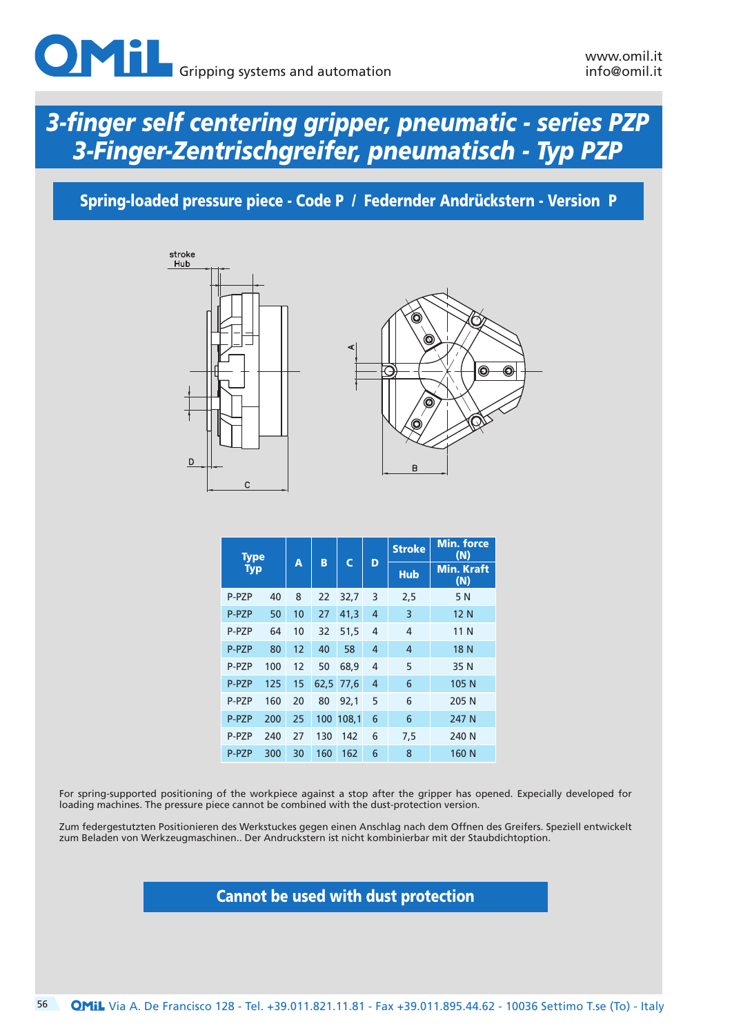# 3-finger self centering gripper, pneumatic - series PZP
# 3-Finger-Zentrischgreifer, pneumatisch - Typ PZP

## Spring-loaded pressure piece - Code P / Federnder Andrückstern - Version P

stroke
Hub

A

D

C

B

| Type Typ | | A | B | C | D | Stroke Hub | Min. force (N) Min. Kraft (N) |
|---|---|---|---|---|---|---|---|
| P-PZP | 40 | 8 | 22 | 32,7 | 3 | 2,5 | 5 N |
| P-PZP | 50 | 10 | 27 | 41,3 | 4 | 3 | 12 N |
| P-PZP | 64 | 10 | 32 | 51,5 | 4 | 4 | 11 N |
| P-PZP | 80 | 12 | 40 | 58 | 4 | 4 | 18 N |
| P-PZP | 100 | 12 | 50 | 68,9 | 4 | 5 | 35 N |
| P-PZP | 125 | 15 | 62,5 | 77,6 | 4 | 6 | 105 N |
| P-PZP | 160 | 20 | 80 | 92,1 | 5 | 6 | 205 N |
| P-PZP | 200 | 25 | 100 | 108,1 | 6 | 6 | 247 N |
| P-PZP | 240 | 27 | 130 | 142 | 6 | 7,5 | 240 N |
| P-PZP | 300 | 30 | 160 | 162 | 6 | 8 | 160 N |

For spring-supported positioning of the workpiece against a stop after the gripper has opened. Expecially developed for loading machines. The pressure piece cannot be combined with the dust-protection version.

Zum federgestutzten Positionieren des Werkstuckes gegen einen Anschlag nach dem Offnen des Greifers. Speziell entwickelt zum Beladen von Werkzeugmaschinen.. Der Andruckstern ist nicht kombinierbar mit der Staubdichtoption.

**Cannot be used with dust protection**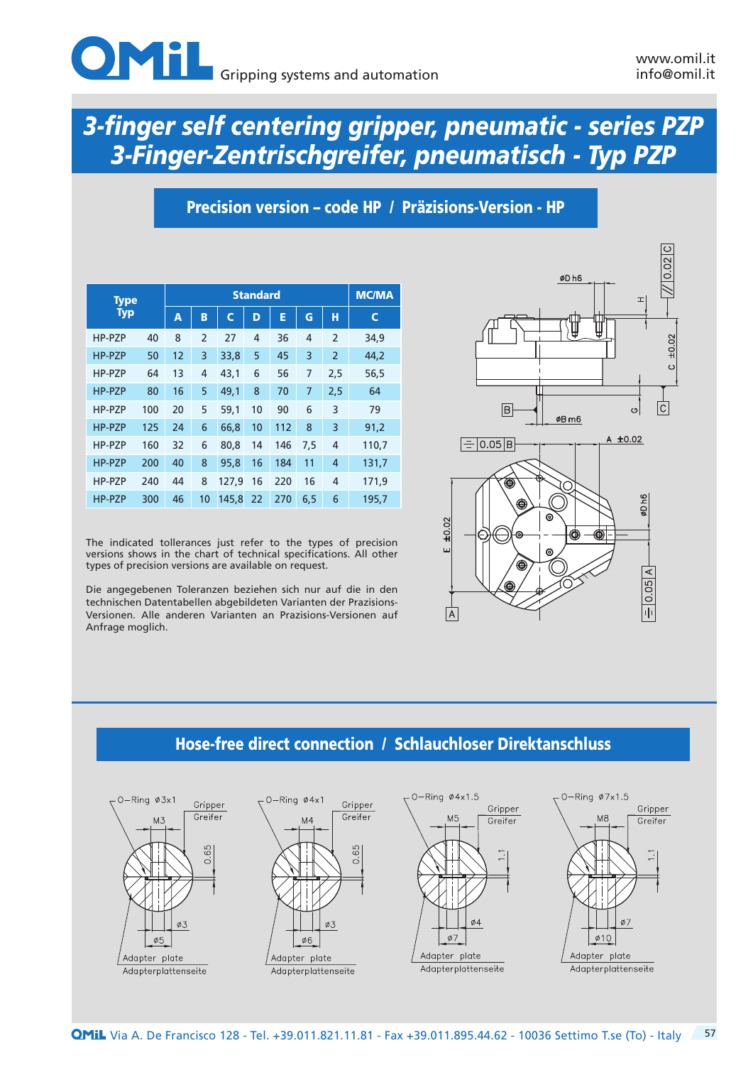# 3-finger self centering gripper, pneumatic - series PZP
# 3-Finger-Zentrischgreifer, pneumatisch - Typ PZP

## Precision version – code HP / Präzisions-Version - HP

| Type Typ | | Standard | | | | | | | MC/MA |
|---|---|---|---|---|---|---|---|---|---|
| | | A | B | C | D | E | G | H | C |
| HP-PZP | 40 | 8 | 2 | 27 | 4 | 36 | 4 | 2 | 34,9 |
| HP-PZP | 50 | 12 | 3 | 33,8 | 5 | 45 | 3 | 2 | 44,2 |
| HP-PZP | 64 | 13 | 4 | 43,1 | 6 | 56 | 7 | 2,5 | 56,5 |
| HP-PZP | 80 | 16 | 5 | 49,1 | 8 | 70 | 7 | 2,5 | 64 |
| HP-PZP | 100 | 20 | 5 | 59,1 | 10 | 90 | 6 | 3 | 79 |
| HP-PZP | 125 | 24 | 6 | 66,8 | 10 | 112 | 8 | 3 | 91,2 |
| HP-PZP | 160 | 32 | 6 | 80,8 | 14 | 146 | 7,5 | 4 | 110,7 |
| HP-PZP | 200 | 40 | 8 | 95,8 | 16 | 184 | 11 | 4 | 131,7 |
| HP-PZP | 240 | 44 | 8 | 127,9 | 16 | 220 | 16 | 4 | 171,9 |
| HP-PZP | 300 | 46 | 10 | 145,8 | 22 | 270 | 6,5 | 6 | 195,7 |

The indicated tolerances just refer to the types of precision versions shows in the chart of technical specifications. All other types of precision versions are available on request.

Die angegebenen Toleranzen beziehen sich nur auf die in den technischen Datentabellen abgebildeten Varianten der Präzisions-Versionen. Alle anderen Varianten an Prazisions-Versionen auf Anfrage moglich.

## Hose-free direct connection / Schlauchloser Direktanschluss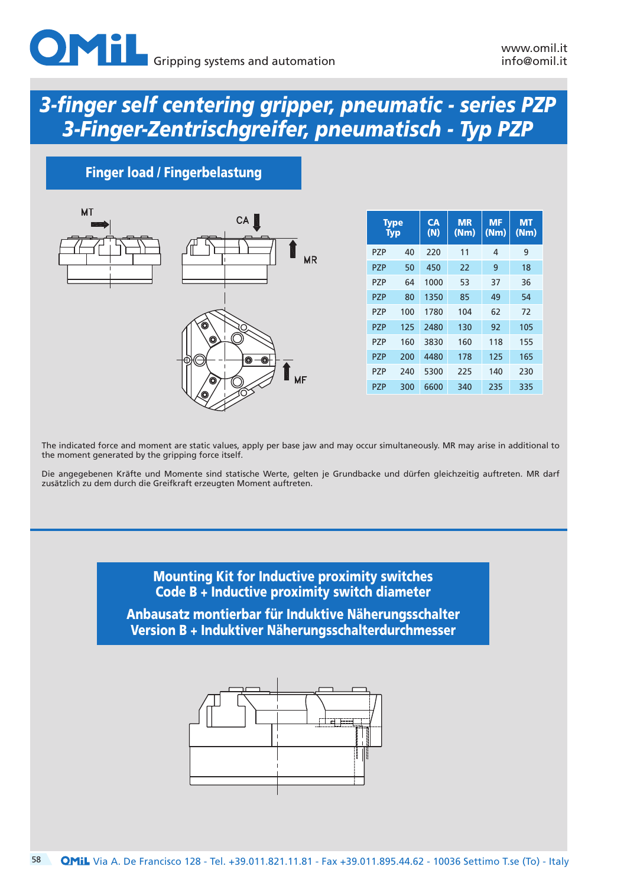# 3-finger self centering gripper, pneumatic - series PZP
# 3-Finger-Zentrischgreifer, pneumatisch - Typ PZP

## Finger load / Fingerbelastung

MT

CA

MR

MF

| Type Typ | | CA (N) | MR (Nm) | MF (Nm) | MT (Nm) |
|---|---|---|---|---|---|
| PZP | 40 | 220 | 11 | 4 | 9 |
| PZP | 50 | 450 | 22 | 9 | 18 |
| PZP | 64 | 1000 | 53 | 37 | 36 |
| PZP | 80 | 1350 | 85 | 49 | 54 |
| PZP | 100 | 1780 | 104 | 62 | 72 |
| PZP | 125 | 2480 | 130 | 92 | 105 |
| PZP | 160 | 3830 | 160 | 118 | 155 |
| PZP | 200 | 4480 | 178 | 125 | 165 |
| PZP | 240 | 5300 | 225 | 140 | 230 |
| PZP | 300 | 6600 | 340 | 235 | 335 |

The indicated force and moment are static values, apply per base jaw and may occur simultaneously. MR may arise in additional to the moment generated by the gripping force itself.

Die angegebenen Kräfte und Momente sind statische Werte, gelten je Grundbacke und dürfen gleichzeitig auftreten. MR darf zusätzlich zu dem durch die Greifkraft erzeugten Moment auftreten.

## Mounting Kit for Inductive proximity switches
## Code B + Inductive proximity switch diameter

## Anbausatz montierbar für Induktive Näherungsschalter
## Version B + Induktiver Näherungsschalterdurchmesser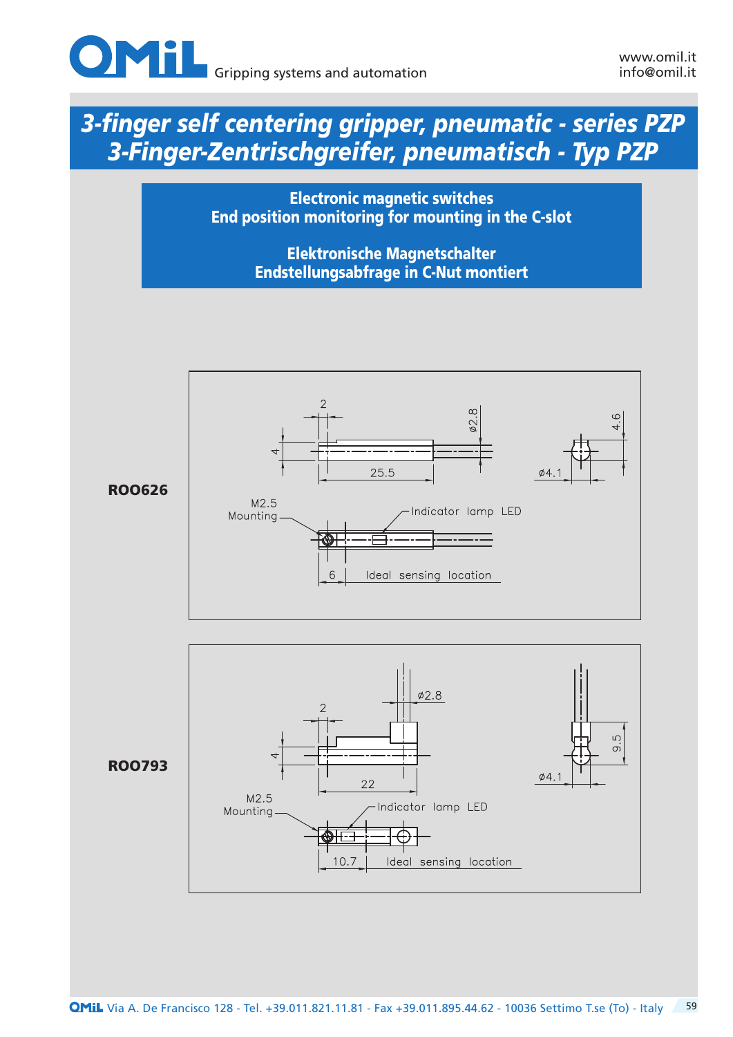# 3-finger self centering gripper, pneumatic - series PZP
# 3-Finger-Zentrischgreifer, pneumatisch - Typ PZP

## Electronic magnetic switches
## End position monitoring for mounting in the C-slot

## Elektronische Magnetschalter
## Endstellungsabfrage in C-Nut montiert

**ROO626**

2, ø2.8, 4.6, 4, 25.5, ø4.1

M2.5 Mounting, Indicator lamp LED

6, Ideal sensing location

**ROO793**

ø2.8, 2, 4, 22, 9.5, ø4.1

M2.5 Mounting, Indicator lamp LED

10.7, Ideal sensing location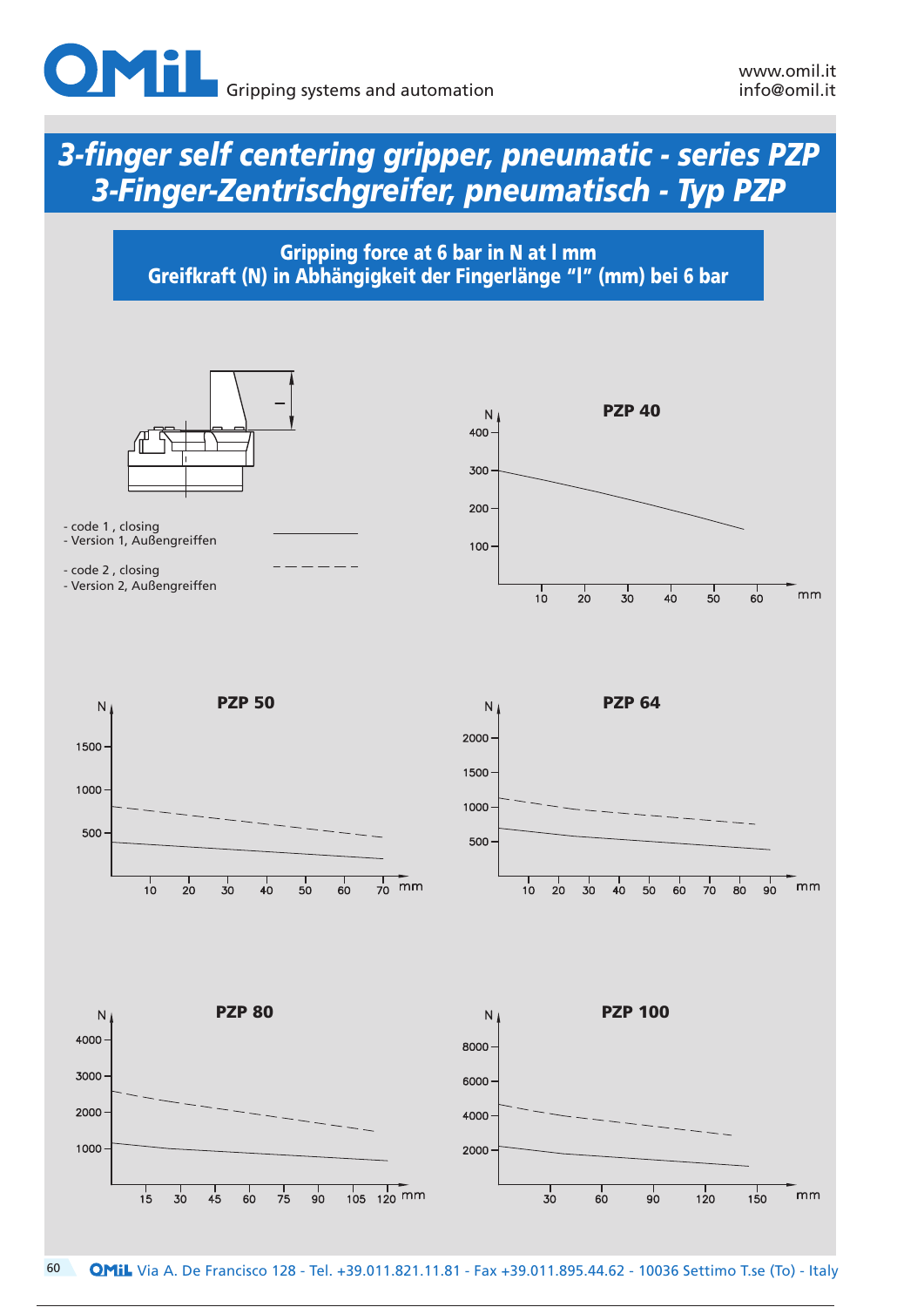# 3-finger self centering gripper, pneumatic - series PZP
# 3-Finger-Zentrischgreifer, pneumatisch - Typ PZP

## Gripping force at 6 bar in N at l mm
## Greifkraft (N) in Abhängigkeit der Fingerlänge "l" (mm) bei 6 bar

- code 1 , closing
- Version 1, Außengreiffen

- code 2 , closing
- Version 2, Außengreiffen

**PZP 40**

**PZP 50**

**PZP 64**

**PZP 80**

**PZP 100**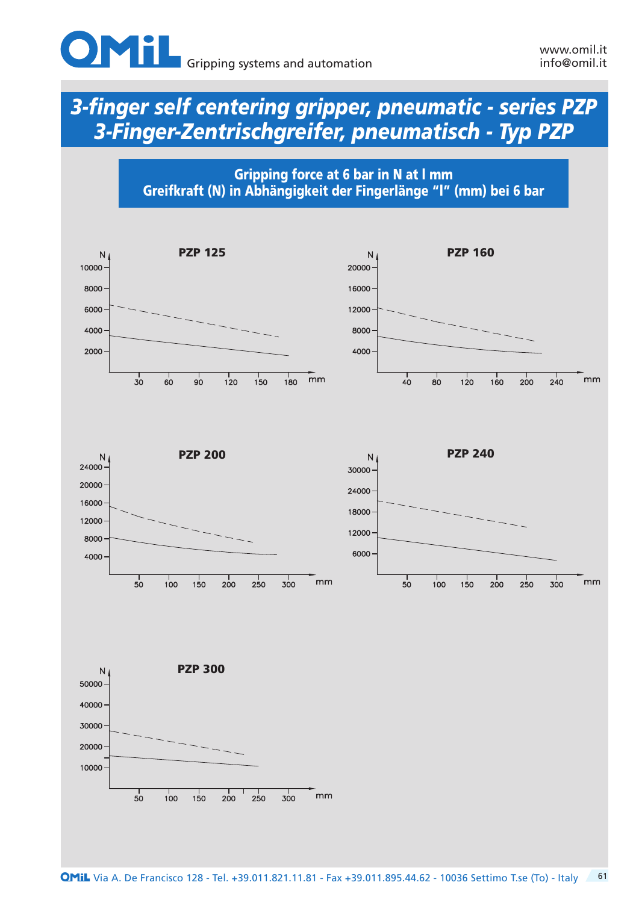# 3-finger self centering gripper, pneumatic - series PZP
# 3-Finger-Zentrischgreifer, pneumatisch - Typ PZP

## Gripping force at 6 bar in N at l mm
## Greifkraft (N) in Abhängigkeit der Fingerlänge "l" (mm) bei 6 bar

### PZP 125

N: 10000, 8000, 6000, 4000, 2000

mm: 30, 60, 90, 120, 150, 180

### PZP 160

N: 20000, 16000, 12000, 8000, 4000

mm: 40, 80, 120, 160, 200, 240

### PZP 200

N: 24000, 20000, 16000, 12000, 8000, 4000

mm: 50, 100, 150, 200, 250, 300

### PZP 240

N: 30000, 24000, 18000, 12000, 6000

mm: 50, 100, 150, 200, 250, 300

### PZP 300

N: 50000, 40000, 30000, 20000, 10000

mm: 50, 100, 150, 200, 250, 300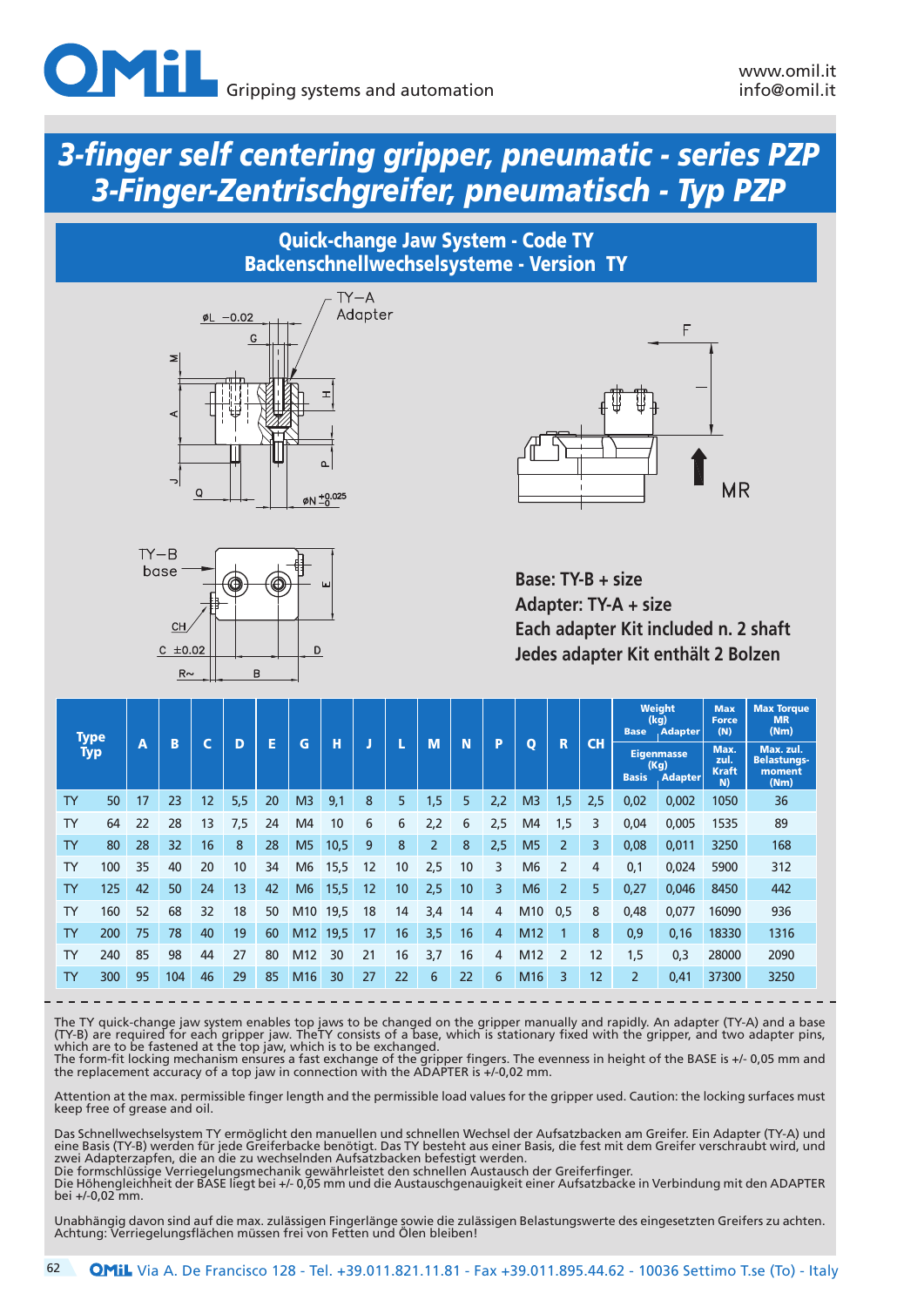# 3-finger self centering gripper, pneumatic - series PZP
# 3-Finger-Zentrischgreifer, pneumatisch - Typ PZP

## Quick-change Jaw System - Code TY
## Backenschnellwechselsysteme - Version TY

**Base: TY-B + size**
**Adapter: TY-A + size**
**Each adapter Kit included n. 2 shaft**
**Jedes adapter Kit enthält 2 Bolzen**

| Type / Typ | | A | B | C | D | E | G | H | J | L | M | N | P | Q | R | CH | Weight (kg) / Eigenmasse (Kg) Base / Basis | Adapter | Max Force (N) / Max. zul. Kraft N) | Max Torque MR (Nm) / Max. zul. Belastungs-moment (Nm) |
|---|---|---|---|---|---|---|---|---|---|---|---|---|---|---|---|---|---|---|---|---|
| TY | 50 | 17 | 23 | 12 | 5,5 | 20 | M3 | 9,1 | 8 | 5 | 1,5 | 5 | 2,2 | M3 | 1,5 | 2,5 | 0,02 | 0,002 | 1050 | 36 |
| TY | 64 | 22 | 28 | 13 | 7,5 | 24 | M4 | 10 | 6 | 6 | 2,2 | 6 | 2,5 | M4 | 1,5 | 3 | 0,04 | 0,005 | 1535 | 89 |
| TY | 80 | 28 | 32 | 16 | 8 | 28 | M5 | 10,5 | 9 | 8 | 2 | 8 | 2,5 | M5 | 2 | 3 | 0,08 | 0,011 | 3250 | 168 |
| TY | 100 | 35 | 40 | 20 | 10 | 34 | M6 | 15,5 | 12 | 10 | 2,5 | 10 | 3 | M6 | 2 | 4 | 0,1 | 0,024 | 5900 | 312 |
| TY | 125 | 42 | 50 | 24 | 13 | 42 | M6 | 15,5 | 12 | 10 | 2,5 | 10 | 3 | M6 | 2 | 5 | 0,27 | 0,046 | 8450 | 442 |
| TY | 160 | 52 | 68 | 32 | 18 | 50 | M10 | 19,5 | 18 | 14 | 3,4 | 14 | 4 | M10 | 0,5 | 8 | 0,48 | 0,077 | 16090 | 936 |
| TY | 200 | 75 | 78 | 40 | 19 | 60 | M12 | 19,5 | 17 | 16 | 3,5 | 16 | 4 | M12 | 1 | 8 | 0,9 | 0,16 | 18330 | 1316 |
| TY | 240 | 85 | 98 | 44 | 27 | 80 | M12 | 30 | 21 | 16 | 3,7 | 16 | 4 | M12 | 2 | 12 | 1,5 | 0,3 | 28000 | 2090 |
| TY | 300 | 95 | 104 | 46 | 29 | 85 | M16 | 30 | 27 | 22 | 6 | 22 | 6 | M16 | 3 | 12 | 2 | 0,41 | 37300 | 3250 |

The TY quick-change jaw system enables top jaws to be changed on the gripper manually and rapidly. An adapter (TY-A) and a base (TY-B) are required for each gripper jaw. TheTY consists of a base, which is stationary fixed with the gripper, and two adapter pins, which are to be fastened at the top jaw, which is to be exchanged.
The form-fit locking mechanism ensures a fast exchange of the gripper fingers. The evenness in height of the BASE is +/- 0,05 mm and the replacement accuracy of a top jaw in connection with the ADAPTER is +/-0,02 mm.

Attention at the max. permissible finger length and the permissible load values for the gripper used. Caution: the locking surfaces must keep free of grease and oil.

Das Schnellwechselsystem TY ermöglicht den manuellen und schnellen Wechsel der Aufsatzbacken am Greifer. Ein Adapter (TY-A) und eine Basis (TY-B) werden für jede Greiferbacke benötigt. Das TY besteht aus einer Basis, die fest mit dem Greifer verschraubt wird, und zwei Adapterzapfen, die an die zu wechselnden Aufsatzbacken befestigt werden.
Die formschlüssige Verriegelungsmechanik gewährleistet den schnellen Austausch der Greiferfinger.
Die Höhengleichheit der BASE liegt bei +/- 0,05 mm und die Austauschgenauigkeit einer Aufsatzbacke in Verbindung mit den ADAPTER bei +/-0,02 mm.

Unabhängig davon sind auf die max. zulässigen Fingerlänge sowie die zulässigen Belastungswerte des eingesetzten Greifers zu achten.
Achtung: Verriegelungsflächen müssen frei von Fetten und Ölen bleiben!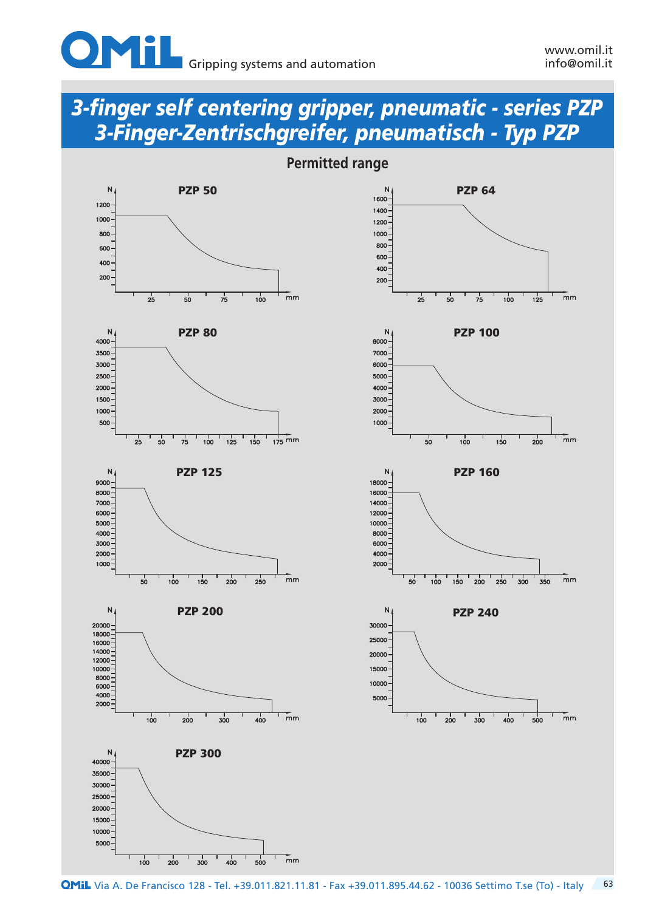# 3-finger self centering gripper, pneumatic - series PZP
# 3-Finger-Zentrischgreifer, pneumatisch - Typ PZP

## Permitted range

### PZP 50

N: 200, 400, 600, 800, 1000, 1200
mm: 25, 50, 75, 100

### PZP 64

N: 200, 400, 600, 800, 1000, 1200, 1400, 1600
mm: 25, 50, 75, 100, 125

### PZP 80

N: 500, 1000, 1500, 2000, 2500, 3000, 3500, 4000
mm: 25, 50, 75, 100, 125, 150, 175

### PZP 100

N: 1000, 2000, 3000, 4000, 5000, 6000, 7000, 8000
mm: 50, 100, 150, 200

### PZP 125

N: 1000, 2000, 3000, 4000, 5000, 6000, 7000, 8000, 9000
mm: 50, 100, 150, 200, 250

### PZP 160

N: 2000, 4000, 6000, 8000, 10000, 12000, 14000, 16000, 18000
mm: 50, 100, 150, 200, 250, 300, 350

### PZP 200

N: 2000, 4000, 6000, 8000, 10000, 12000, 14000, 16000, 18000, 20000
mm: 100, 200, 300, 400

### PZP 240

N: 5000, 10000, 15000, 20000, 25000, 30000
mm: 100, 200, 300, 400, 500

### PZP 300

N: 5000, 10000, 15000, 20000, 25000, 30000, 35000, 40000
mm: 100, 200, 300, 400, 500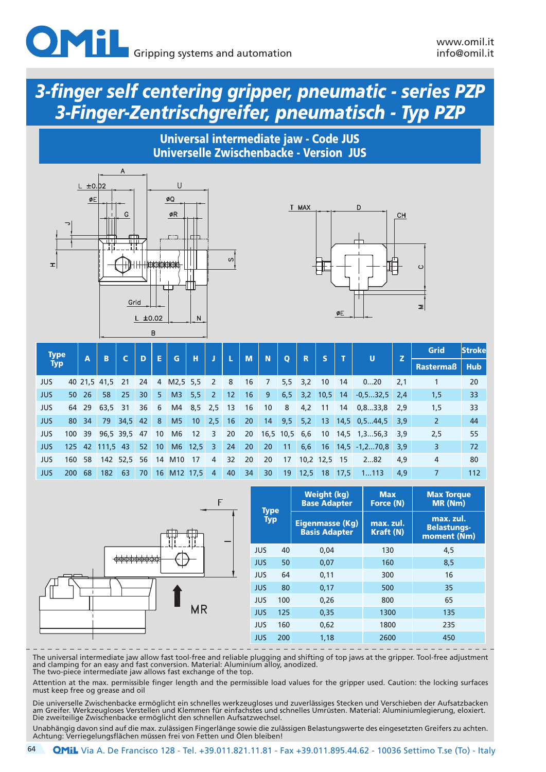# 3-finger self centering gripper, pneumatic - series PZP
# 3-Finger-Zentrischgreifer, pneumatisch - Typ PZP

## Universal intermediate jaw - Code JUS
## Universelle Zwischenbacke - Version JUS

| Type Typ | | A | B | C | D | E | G | H | J | L | M | N | Q | R | S | T | U | Z | Grid Rastermaß | Stroke Hub |
|---|---|---|---|---|---|---|---|---|---|---|---|---|---|---|---|---|---|---|---|---|
| JUS | 40 | 21,5 | 41,5 | 21 | 24 | 4 | M2,5 | 5,5 | 2 | 8 | 16 | 7 | 5,5 | 3,2 | 10 | 14 | 0...20 | 2,1 | 1 | 20 |
| JUS | 50 | 26 | 58 | 25 | 30 | 5 | M3 | 5,5 | 2 | 12 | 16 | 9 | 6,5 | 3,2 | 10,5 | 14 | -0,5...32,5 | 2,4 | 1,5 | 33 |
| JUS | 64 | 29 | 63,5 | 31 | 36 | 6 | M4 | 8,5 | 2,5 | 13 | 16 | 10 | 8 | 4,2 | 11 | 14 | 0,8...33,8 | 2,9 | 1,5 | 33 |
| JUS | 80 | 34 | 79 | 34,5 | 42 | 8 | M5 | 10 | 2,5 | 16 | 20 | 14 | 9,5 | 5,2 | 13 | 14,5 | 0,5...44,5 | 3,9 | 2 | 44 |
| JUS | 100 | 39 | 96,5 | 39,5 | 47 | 10 | M6 | 12 | 3 | 20 | 20 | 16,5 | 10,5 | 6,6 | 10 | 14,5 | 1,3...56,3 | 3,9 | 2,5 | 55 |
| JUS | 125 | 42 | 111,5 | 43 | 52 | 10 | M6 | 12,5 | 3 | 24 | 20 | 20 | 11 | 6,6 | 16 | 14,5 | -1,2...70,8 | 3,9 | 3 | 72 |
| JUS | 160 | 58 | 142 | 52,5 | 56 | 14 | M10 | 17 | 4 | 32 | 20 | 20 | 17 | 10,2 | 12,5 | 15 | 2...82 | 4,9 | 4 | 80 |
| JUS | 200 | 68 | 182 | 63 | 70 | 16 | M12 | 17,5 | 4 | 40 | 34 | 30 | 19 | 12,5 | 18 | 17,5 | 1...113 | 4,9 | 7 | 112 |

| Type Typ | | Weight (kg) Base Adapter / Eigenmasse (Kg) Basis Adapter | Max Force (N) / max. zul. Kraft (N) | Max Torque MR (Nm) / max. zul. Belastungs-moment (Nm) |
|---|---|---|---|---|
| JUS | 40 | 0,04 | 130 | 4,5 |
| JUS | 50 | 0,07 | 160 | 8,5 |
| JUS | 64 | 0,11 | 300 | 16 |
| JUS | 80 | 0,17 | 500 | 35 |
| JUS | 100 | 0,26 | 800 | 65 |
| JUS | 125 | 0,35 | 1300 | 135 |
| JUS | 160 | 0,62 | 1800 | 235 |
| JUS | 200 | 1,18 | 2600 | 450 |

The universal intermediate jaw allow fast tool-free and reliable plugging and shifting of top jaws at the gripper. Tool-free adjustment and clamping for an easy and fast conversion. Material: Aluminium alloy, anodized.
The two-piece intermediate jaw allows fast exchange of the top.

Attention at the max. permissible finger length and the permissible load values for the gripper used. Caution: the locking surfaces must keep free og grease and oil

Die universelle Zwischenbacke ermöglicht ein schnelles werkzeugloses und zuverlässiges Stecken und Verschieben der Aufsatzbacken am Greifer. Werkzeugloses Verstellen und Klemmen für einfachstes und schnelles Umrüsten. Material: Aluminiumlegierung, eloxiert.
Die zweiteilige Zwischenbacke ermöglicht den schnellen Aufsatzwechsel.

Unabhängig davon sind auf die max. zulässigen Fingerlänge sowie die zulässigen Belastungswerte des eingesetzten Greifers zu achten.
Achtung: Verriegelungsflächen müssen frei von Fetten und Ölen bleiben!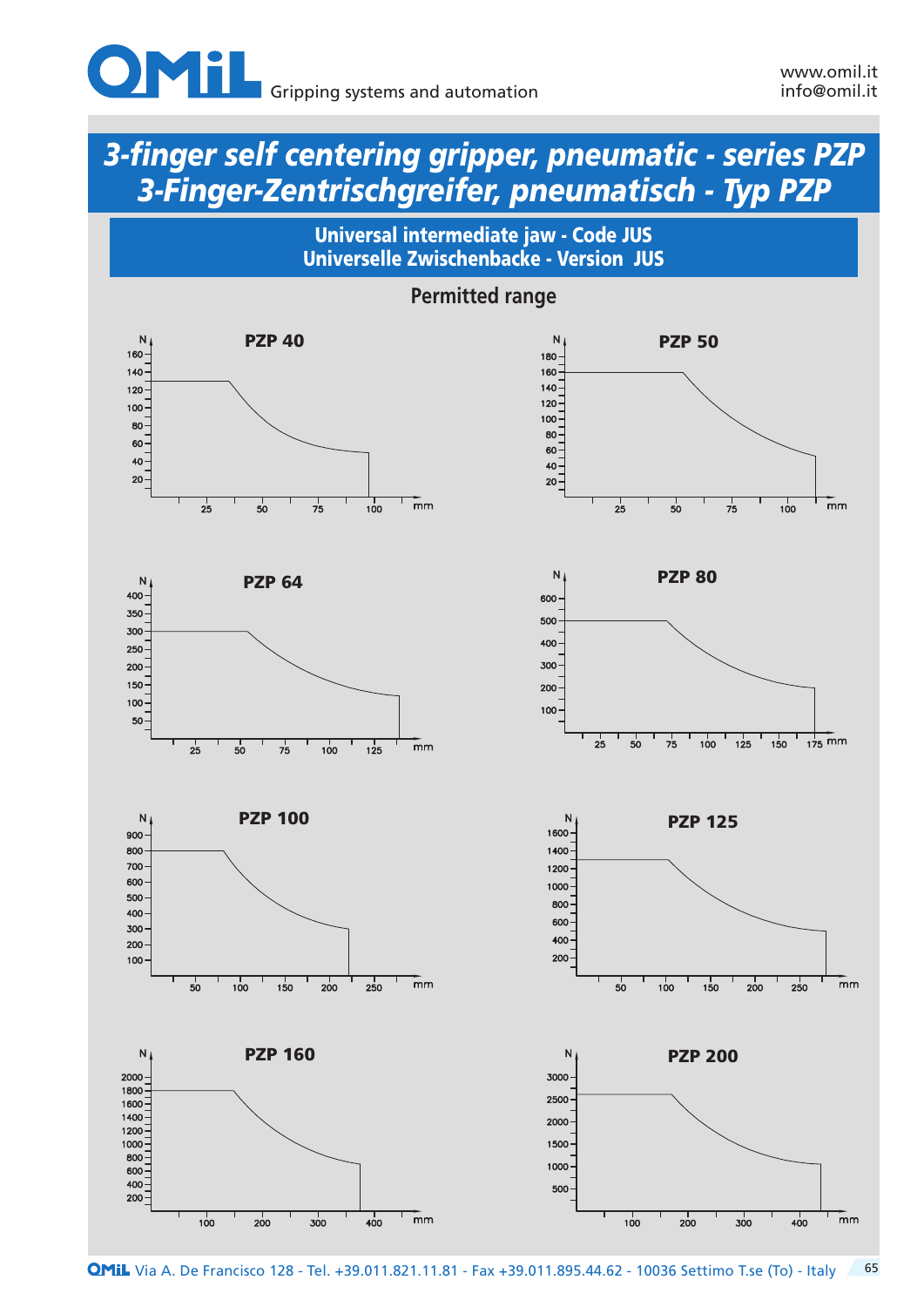# 3-finger self centering gripper, pneumatic - series PZP
# 3-Finger-Zentrischgreifer, pneumatisch - Typ PZP

## Universal intermediate jaw - Code JUS
## Universelle Zwischenbacke - Version JUS

### Permitted range

**PZP 40**

N: 20, 40, 60, 80, 100, 120, 140, 160
mm: 25, 50, 75, 100

**PZP 50**

N: 20, 40, 60, 80, 100, 120, 140, 160, 180
mm: 25, 50, 75, 100

**PZP 64**

N: 50, 100, 150, 200, 250, 300, 350, 400
mm: 25, 50, 75, 100, 125

**PZP 80**

N: 100, 200, 300, 400, 500, 600
mm: 25, 50, 75, 100, 125, 150, 175

**PZP 100**

N: 100, 200, 300, 400, 500, 600, 700, 800, 900
mm: 50, 100, 150, 200, 250

**PZP 125**

N: 200, 400, 600, 800, 1000, 1200, 1400, 1600
mm: 50, 100, 150, 200, 250

**PZP 160**

N: 200, 400, 600, 800, 1000, 1200, 1400, 1600, 1800, 2000
mm: 100, 200, 300, 400

**PZP 200**

N: 500, 1000, 1500, 2000, 2500, 3000
mm: 100, 200, 300, 400

Via A. De Francisco 128 - Tel. +39.011.821.11.81 - Fax +39.011.895.44.62 - 10036 Settimo T.se (To) - Italy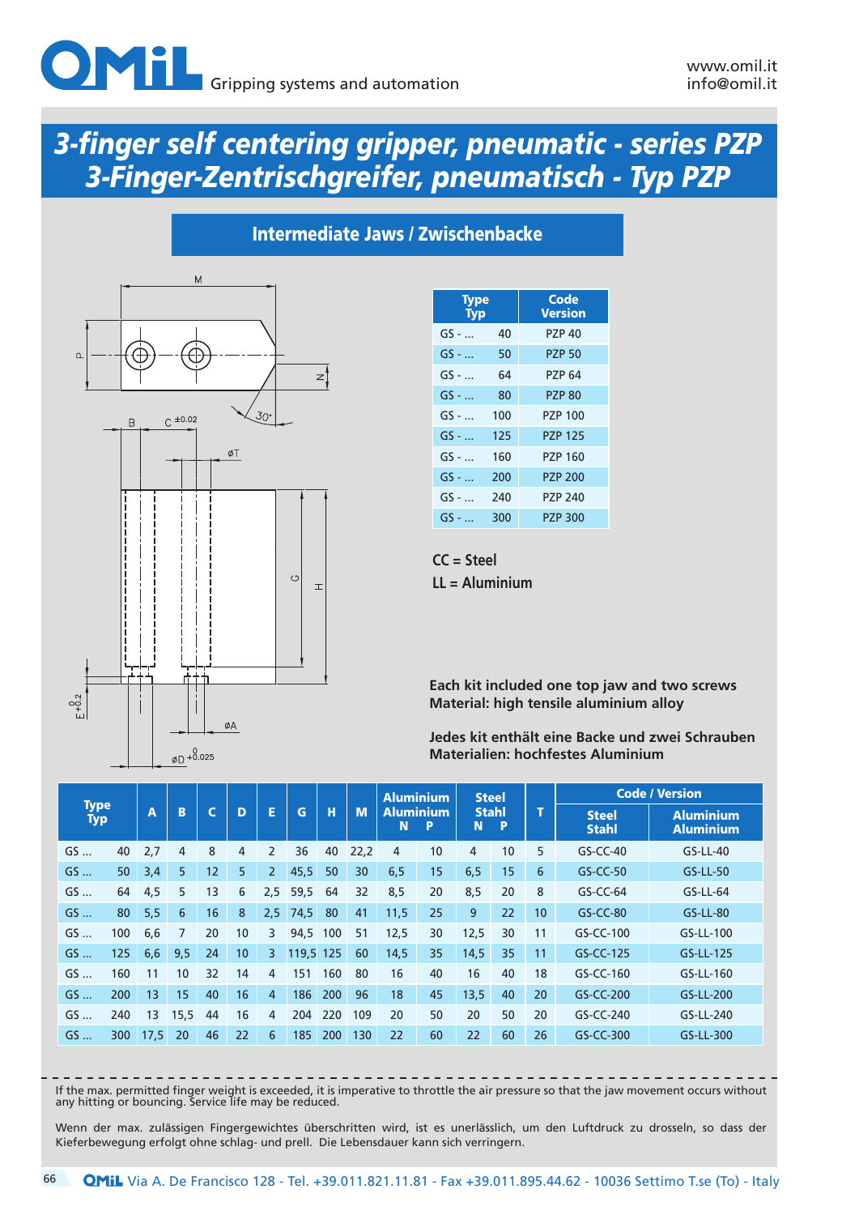# 3-finger self centering gripper, pneumatic - series PZP
# 3-Finger-Zentrischgreifer, pneumatisch - Typ PZP

## Intermediate Jaws / Zwischenbacke

M

P

N

30°

B

C ±0.02

ØT

G

H

E +0.2 / 0

ØA

ØD +0.025 / 0

| Type<br>Typ | | Code<br>Version |
|---|---|---|
| GS - ... | 40 | PZP 40 |
| GS - ... | 50 | PZP 50 |
| GS - ... | 64 | PZP 64 |
| GS - ... | 80 | PZP 80 |
| GS - ... | 100 | PZP 100 |
| GS - ... | 125 | PZP 125 |
| GS - ... | 160 | PZP 160 |
| GS - ... | 200 | PZP 200 |
| GS - ... | 240 | PZP 240 |
| GS - ... | 300 | PZP 300 |

**CC = Steel**
**LL = Aluminium**

**Each kit included one top jaw and two screws**
**Material: high tensile aluminium alloy**

**Jedes kit enthält eine Backe und zwei Schrauben**
**Materialien: hochfestes Aluminium**

| Type<br>Typ | | A | B | C | D | E | G | H | M | Aluminium<br>Aluminium | | Steel<br>Stahl | | T | Code / Version | |
|---|---|---|---|---|---|---|---|---|---|---|---|---|---|---|---|---|
| | | | | | | | | | | N | P | N | P | | Steel<br>Stahl | Aluminium<br>Aluminium |
| GS ... | 40 | 2,7 | 4 | 8 | 4 | 2 | 36 | 40 | 22,2 | 4 | 10 | 4 | 10 | 5 | GS-CC-40 | GS-LL-40 |
| GS ... | 50 | 3,4 | 5 | 12 | 5 | 2 | 45,5 | 50 | 30 | 6,5 | 15 | 6,5 | 15 | 6 | GS-CC-50 | GS-LL-50 |
| GS ... | 64 | 4,5 | 5 | 13 | 6 | 2,5 | 59,5 | 64 | 32 | 8,5 | 20 | 8,5 | 20 | 8 | GS-CC-64 | GS-LL-64 |
| GS ... | 80 | 5,5 | 6 | 16 | 8 | 2,5 | 74,5 | 80 | 41 | 11,5 | 25 | 9 | 22 | 10 | GS-CC-80 | GS-LL-80 |
| GS ... | 100 | 6,6 | 7 | 20 | 10 | 3 | 94,5 | 100 | 51 | 12,5 | 30 | 12,5 | 30 | 11 | GS-CC-100 | GS-LL-100 |
| GS ... | 125 | 6,6 | 9,5 | 24 | 10 | 3 | 119,5 | 125 | 60 | 14,5 | 35 | 14,5 | 35 | 11 | GS-CC-125 | GS-LL-125 |
| GS ... | 160 | 11 | 10 | 32 | 14 | 4 | 151 | 160 | 80 | 16 | 40 | 16 | 40 | 18 | GS-CC-160 | GS-LL-160 |
| GS ... | 200 | 13 | 15 | 40 | 16 | 4 | 186 | 200 | 96 | 18 | 45 | 13,5 | 40 | 20 | GS-CC-200 | GS-LL-200 |
| GS ... | 240 | 13 | 15,5 | 44 | 16 | 4 | 204 | 220 | 109 | 20 | 50 | 20 | 50 | 20 | GS-CC-240 | GS-LL-240 |
| GS ... | 300 | 17,5 | 20 | 46 | 22 | 6 | 185 | 200 | 130 | 22 | 60 | 22 | 60 | 26 | GS-CC-300 | GS-LL-300 |

If the max. permitted finger weight is exceeded, it is imperative to throttle the air pressure so that the jaw movement occurs without any hitting or bouncing. Service life may be reduced.

Wenn der max. zulässigen Fingergewichtes überschritten wird, ist es unerlässlich, um den Luftdruck zu drosseln, so dass der Kieferbewegung erfolgt ohne schlag- und prell. Die Lebensdauer kann sich verringern.